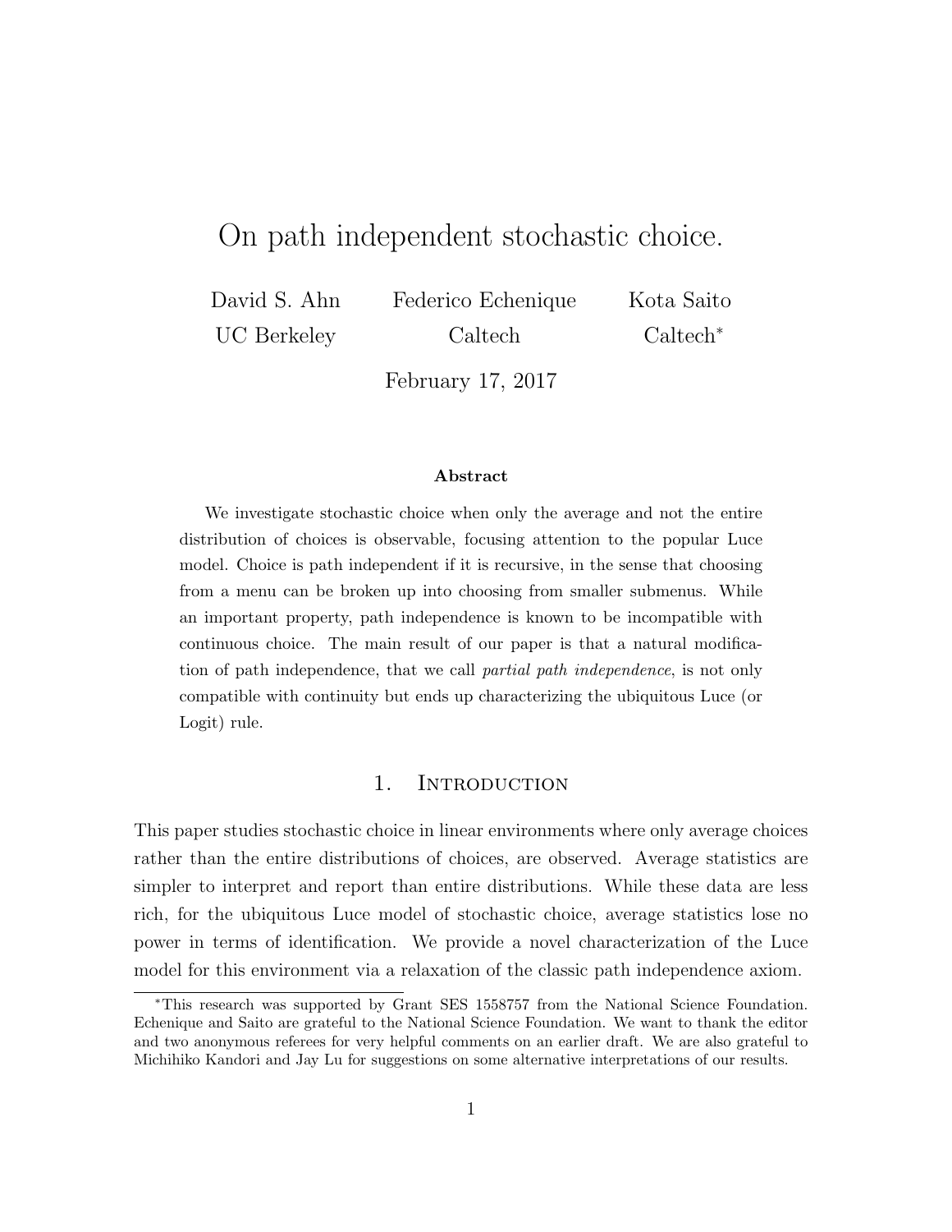# On path independent stochastic choice.

David S. Ahn — UC Berkeley

Federico Echenique — Caltech

Kota Saito — Caltech[*]

February 17, 2017

**Abstract**

We investigate stochastic choice when only the average and not the entire distribution of choices is observable, focusing attention to the popular Luce model. Choice is path independent if it is recursive, in the sense that choosing from a menu can be broken up into choosing from smaller submenus. While an important property, path independence is known to be incompatible with continuous choice. The main result of our paper is that a natural modification of path independence, that we call *partial path independence*, is not only compatible with continuity but ends up characterizing the ubiquitous Luce (or Logit) rule.

## 1. Introduction

This paper studies stochastic choice in linear environments where only average choices rather than the entire distributions of choices, are observed. Average statistics are simpler to interpret and report than entire distributions. While these data are less rich, for the ubiquitous Luce model of stochastic choice, average statistics lose no power in terms of identification. We provide a novel characterization of the Luce model for this environment via a relaxation of the classic path independence axiom.

[*] This research was supported by Grant SES 1558757 from the National Science Foundation. Echenique and Saito are grateful to the National Science Foundation. We want to thank the editor and two anonymous referees for very helpful comments on an earlier draft. We are also grateful to Michihiko Kandori and Jay Lu for suggestions on some alternative interpretations of our results.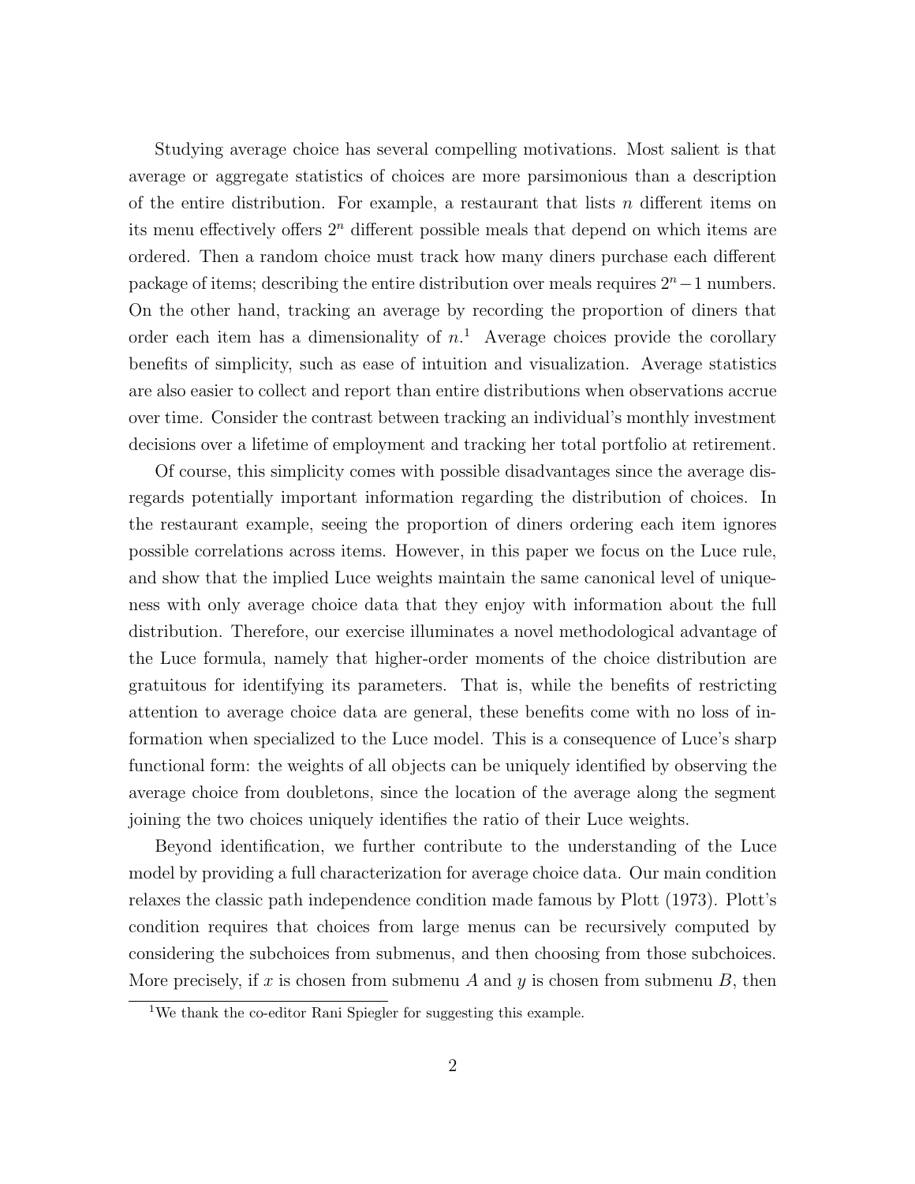Studying average choice has several compelling motivations. Most salient is that average or aggregate statistics of choices are more parsimonious than a description of the entire distribution. For example, a restaurant that lists $n$ different items on its menu effectively offers $2^n$ different possible meals that depend on which items are ordered. Then a random choice must track how many diners purchase each different package of items; describing the entire distribution over meals requires $2^n - 1$ numbers. On the other hand, tracking an average by recording the proportion of diners that order each item has a dimensionality of $n$.[1] Average choices provide the corollary benefits of simplicity, such as ease of intuition and visualization. Average statistics are also easier to collect and report than entire distributions when observations accrue over time. Consider the contrast between tracking an individual's monthly investment decisions over a lifetime of employment and tracking her total portfolio at retirement.

Of course, this simplicity comes with possible disadvantages since the average disregards potentially important information regarding the distribution of choices. In the restaurant example, seeing the proportion of diners ordering each item ignores possible correlations across items. However, in this paper we focus on the Luce rule, and show that the implied Luce weights maintain the same canonical level of uniqueness with only average choice data that they enjoy with information about the full distribution. Therefore, our exercise illuminates a novel methodological advantage of the Luce formula, namely that higher-order moments of the choice distribution are gratuitous for identifying its parameters. That is, while the benefits of restricting attention to average choice data are general, these benefits come with no loss of information when specialized to the Luce model. This is a consequence of Luce's sharp functional form: the weights of all objects can be uniquely identified by observing the average choice from doubletons, since the location of the average along the segment joining the two choices uniquely identifies the ratio of their Luce weights.

Beyond identification, we further contribute to the understanding of the Luce model by providing a full characterization for average choice data. Our main condition relaxes the classic path independence condition made famous by Plott (1973). Plott's condition requires that choices from large menus can be recursively computed by considering the subchoices from submenus, and then choosing from those subchoices. More precisely, if $x$ is chosen from submenu $A$ and $y$ is chosen from submenu $B$, then

[1] We thank the co-editor Rani Spiegler for suggesting this example.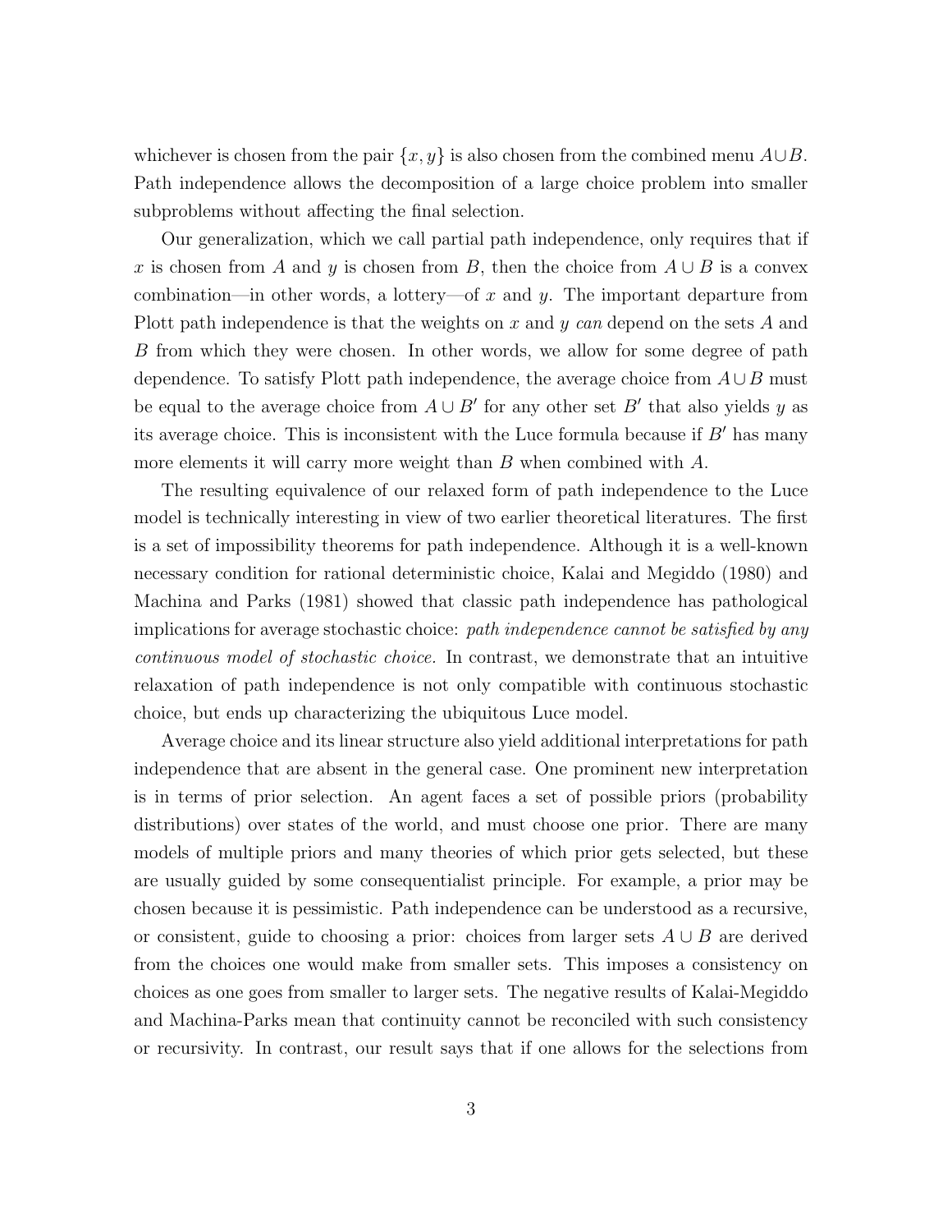whichever is chosen from the pair $\{x, y\}$ is also chosen from the combined menu $A \cup B$. Path independence allows the decomposition of a large choice problem into smaller subproblems without affecting the final selection.

Our generalization, which we call partial path independence, only requires that if $x$ is chosen from $A$ and $y$ is chosen from $B$, then the choice from $A \cup B$ is a convex combination—in other words, a lottery—of $x$ and $y$. The important departure from Plott path independence is that the weights on $x$ and $y$ *can* depend on the sets $A$ and $B$ from which they were chosen. In other words, we allow for some degree of path dependence. To satisfy Plott path independence, the average choice from $A \cup B$ must be equal to the average choice from $A \cup B'$ for any other set $B'$ that also yields $y$ as its average choice. This is inconsistent with the Luce formula because if $B'$ has many more elements it will carry more weight than $B$ when combined with $A$.

The resulting equivalence of our relaxed form of path independence to the Luce model is technically interesting in view of two earlier theoretical literatures. The first is a set of impossibility theorems for path independence. Although it is a well-known necessary condition for rational deterministic choice, Kalai and Megiddo (1980) and Machina and Parks (1981) showed that classic path independence has pathological implications for average stochastic choice: *path independence cannot be satisfied by any continuous model of stochastic choice*. In contrast, we demonstrate that an intuitive relaxation of path independence is not only compatible with continuous stochastic choice, but ends up characterizing the ubiquitous Luce model.

Average choice and its linear structure also yield additional interpretations for path independence that are absent in the general case. One prominent new interpretation is in terms of prior selection. An agent faces a set of possible priors (probability distributions) over states of the world, and must choose one prior. There are many models of multiple priors and many theories of which prior gets selected, but these are usually guided by some consequentialist principle. For example, a prior may be chosen because it is pessimistic. Path independence can be understood as a recursive, or consistent, guide to choosing a prior: choices from larger sets $A \cup B$ are derived from the choices one would make from smaller sets. This imposes a consistency on choices as one goes from smaller to larger sets. The negative results of Kalai-Megiddo and Machina-Parks mean that continuity cannot be reconciled with such consistency or recursivity. In contrast, our result says that if one allows for the selections from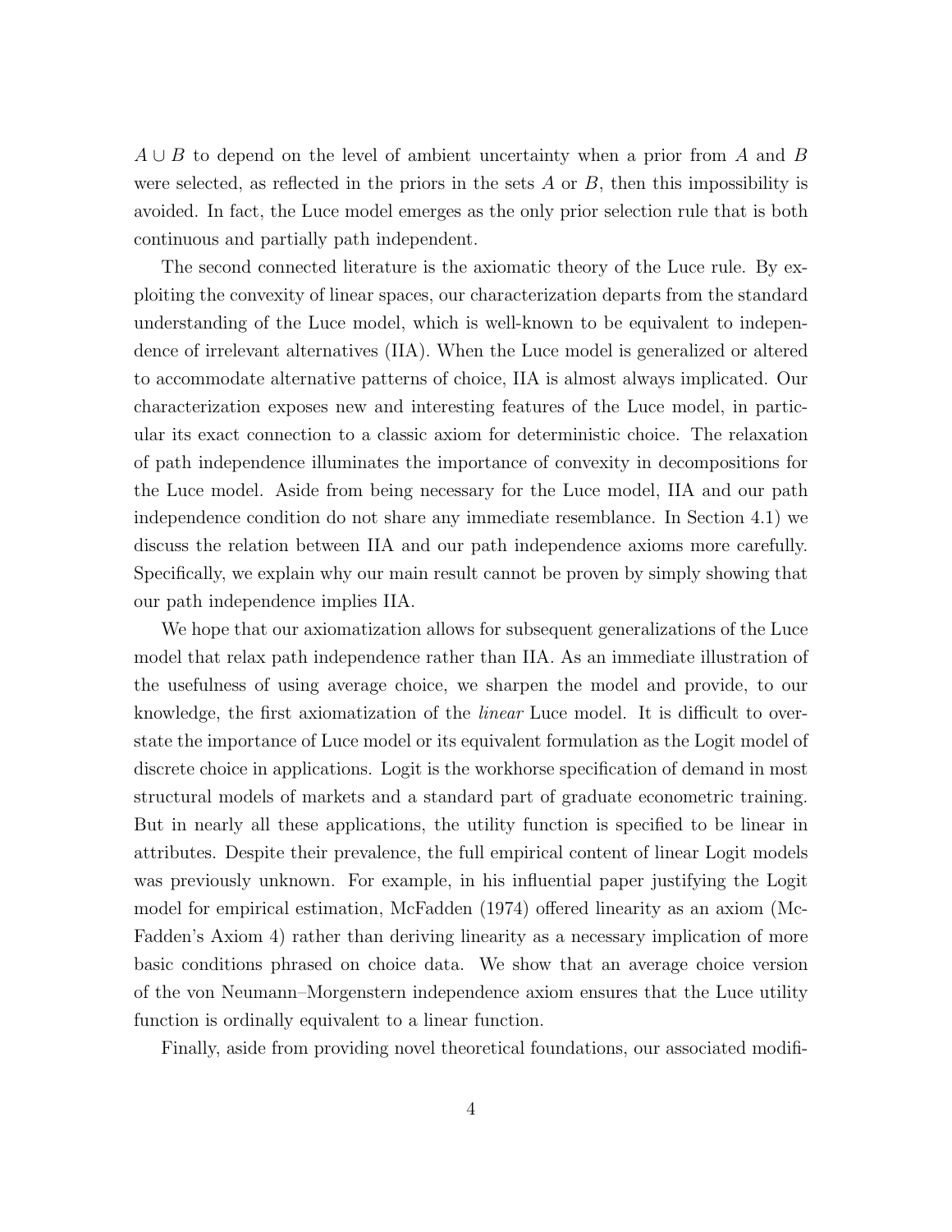$A \cup B$ to depend on the level of ambient uncertainty when a prior from $A$ and $B$ were selected, as reflected in the priors in the sets $A$ or $B$, then this impossibility is avoided. In fact, the Luce model emerges as the only prior selection rule that is both continuous and partially path independent.

The second connected literature is the axiomatic theory of the Luce rule. By exploiting the convexity of linear spaces, our characterization departs from the standard understanding of the Luce model, which is well-known to be equivalent to independence of irrelevant alternatives (IIA). When the Luce model is generalized or altered to accommodate alternative patterns of choice, IIA is almost always implicated. Our characterization exposes new and interesting features of the Luce model, in particular its exact connection to a classic axiom for deterministic choice. The relaxation of path independence illuminates the importance of convexity in decompositions for the Luce model. Aside from being necessary for the Luce model, IIA and our path independence condition do not share any immediate resemblance. In Section 4.1) we discuss the relation between IIA and our path independence axioms more carefully. Specifically, we explain why our main result cannot be proven by simply showing that our path independence implies IIA.

We hope that our axiomatization allows for subsequent generalizations of the Luce model that relax path independence rather than IIA. As an immediate illustration of the usefulness of using average choice, we sharpen the model and provide, to our knowledge, the first axiomatization of the *linear* Luce model. It is difficult to overstate the importance of Luce model or its equivalent formulation as the Logit model of discrete choice in applications. Logit is the workhorse specification of demand in most structural models of markets and a standard part of graduate econometric training. But in nearly all these applications, the utility function is specified to be linear in attributes. Despite their prevalence, the full empirical content of linear Logit models was previously unknown. For example, in his influential paper justifying the Logit model for empirical estimation, McFadden (1974) offered linearity as an axiom (McFadden's Axiom 4) rather than deriving linearity as a necessary implication of more basic conditions phrased on choice data. We show that an average choice version of the von Neumann–Morgenstern independence axiom ensures that the Luce utility function is ordinally equivalent to a linear function.

Finally, aside from providing novel theoretical foundations, our associated modifi-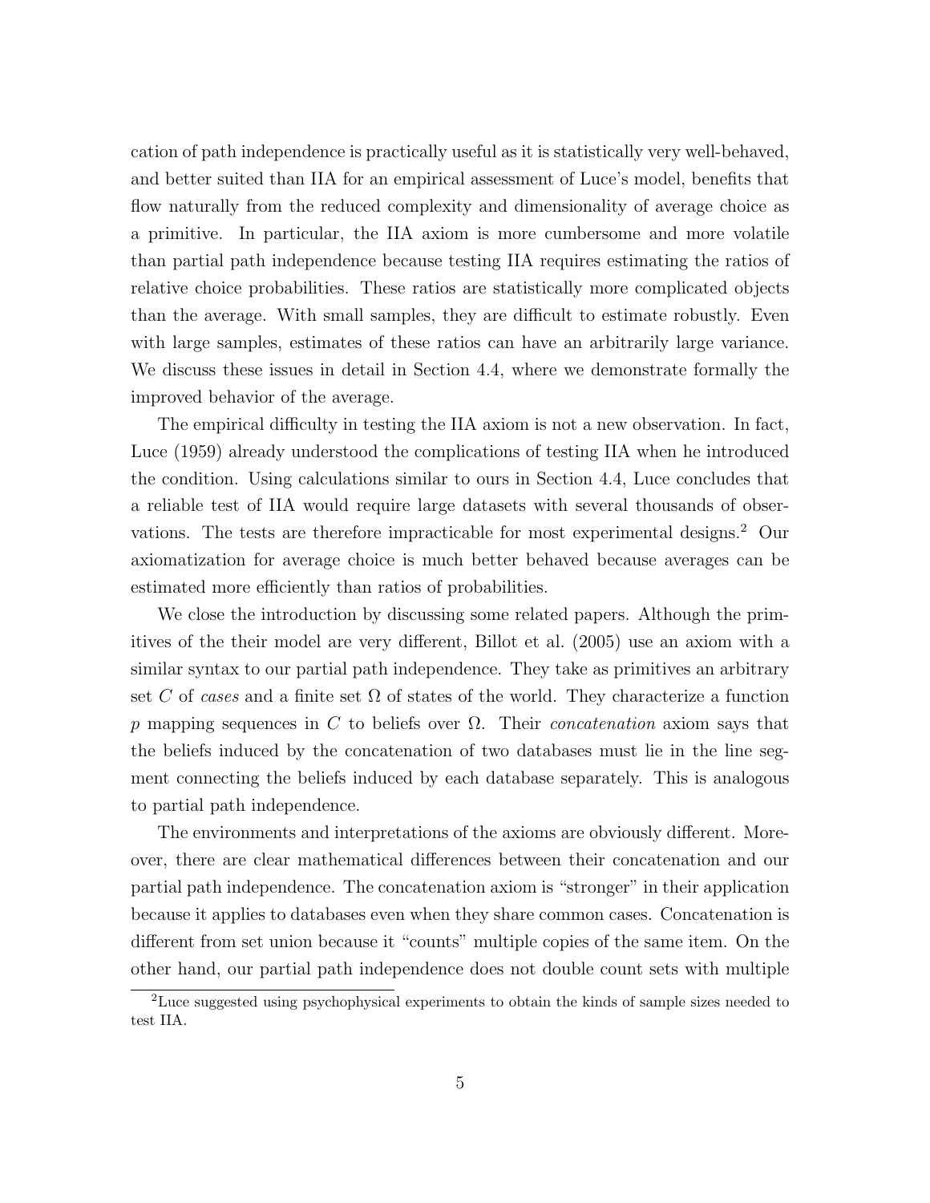cation of path independence is practically useful as it is statistically very well-behaved, and better suited than IIA for an empirical assessment of Luce's model, benefits that flow naturally from the reduced complexity and dimensionality of average choice as a primitive. In particular, the IIA axiom is more cumbersome and more volatile than partial path independence because testing IIA requires estimating the ratios of relative choice probabilities. These ratios are statistically more complicated objects than the average. With small samples, they are difficult to estimate robustly. Even with large samples, estimates of these ratios can have an arbitrarily large variance. We discuss these issues in detail in Section 4.4, where we demonstrate formally the improved behavior of the average.

The empirical difficulty in testing the IIA axiom is not a new observation. In fact, Luce (1959) already understood the complications of testing IIA when he introduced the condition. Using calculations similar to ours in Section 4.4, Luce concludes that a reliable test of IIA would require large datasets with several thousands of observations. The tests are therefore impracticable for most experimental designs.[2] Our axiomatization for average choice is much better behaved because averages can be estimated more efficiently than ratios of probabilities.

We close the introduction by discussing some related papers. Although the primitives of the their model are very different, Billot et al. (2005) use an axiom with a similar syntax to our partial path independence. They take as primitives an arbitrary set $C$ of *cases* and a finite set $\Omega$ of states of the world. They characterize a function $p$ mapping sequences in $C$ to beliefs over $\Omega$. Their *concatenation* axiom says that the beliefs induced by the concatenation of two databases must lie in the line segment connecting the beliefs induced by each database separately. This is analogous to partial path independence.

The environments and interpretations of the axioms are obviously different. Moreover, there are clear mathematical differences between their concatenation and our partial path independence. The concatenation axiom is "stronger" in their application because it applies to databases even when they share common cases. Concatenation is different from set union because it "counts" multiple copies of the same item. On the other hand, our partial path independence does not double count sets with multiple

[2] Luce suggested using psychophysical experiments to obtain the kinds of sample sizes needed to test IIA.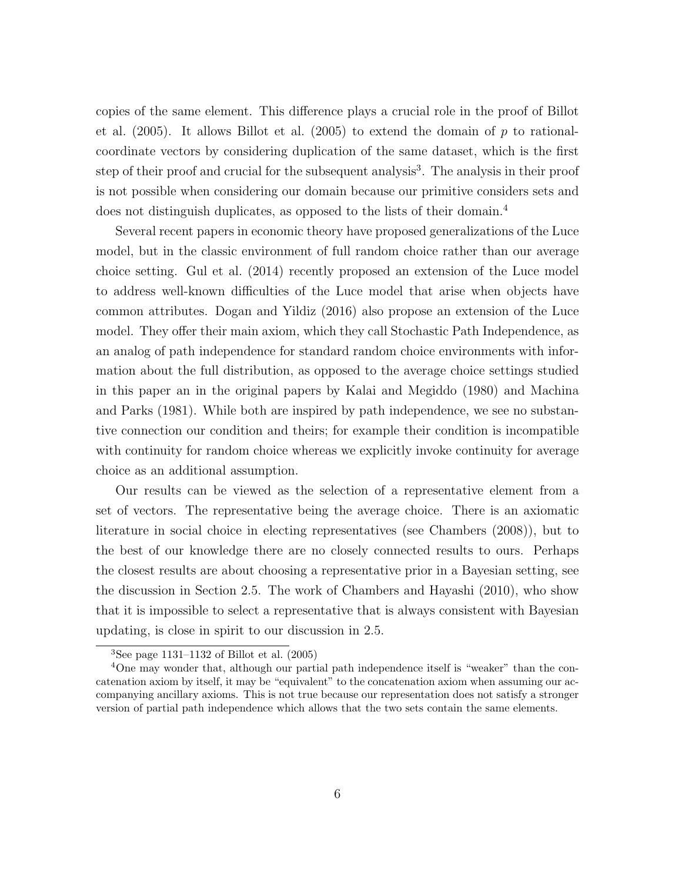copies of the same element. This difference plays a crucial role in the proof of Billot et al. (2005). It allows Billot et al. (2005) to extend the domain of $p$ to rational-coordinate vectors by considering duplication of the same dataset, which is the first step of their proof and crucial for the subsequent analysis[3]. The analysis in their proof is not possible when considering our domain because our primitive considers sets and does not distinguish duplicates, as opposed to the lists of their domain.[4]

Several recent papers in economic theory have proposed generalizations of the Luce model, but in the classic environment of full random choice rather than our average choice setting. Gul et al. (2014) recently proposed an extension of the Luce model to address well-known difficulties of the Luce model that arise when objects have common attributes. Dogan and Yildiz (2016) also propose an extension of the Luce model. They offer their main axiom, which they call Stochastic Path Independence, as an analog of path independence for standard random choice environments with information about the full distribution, as opposed to the average choice settings studied in this paper an in the original papers by Kalai and Megiddo (1980) and Machina and Parks (1981). While both are inspired by path independence, we see no substantive connection our condition and theirs; for example their condition is incompatible with continuity for random choice whereas we explicitly invoke continuity for average choice as an additional assumption.

Our results can be viewed as the selection of a representative element from a set of vectors. The representative being the average choice. There is an axiomatic literature in social choice in electing representatives (see Chambers (2008)), but to the best of our knowledge there are no closely connected results to ours. Perhaps the closest results are about choosing a representative prior in a Bayesian setting, see the discussion in Section 2.5. The work of Chambers and Hayashi (2010), who show that it is impossible to select a representative that is always consistent with Bayesian updating, is close in spirit to our discussion in 2.5.

[3]See page 1131–1132 of Billot et al. (2005)

[4]One may wonder that, although our partial path independence itself is "weaker" than the concatenation axiom by itself, it may be "equivalent" to the concatenation axiom when assuming our accompanying ancillary axioms. This is not true because our representation does not satisfy a stronger version of partial path independence which allows that the two sets contain the same elements.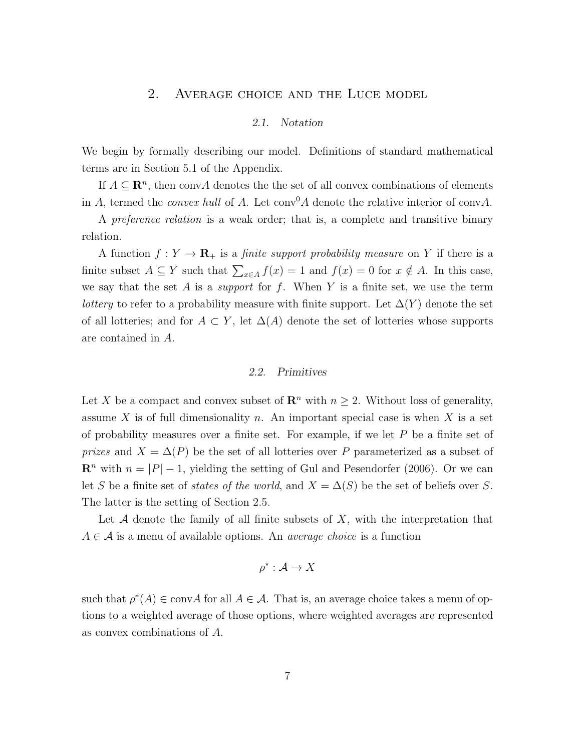## 2. Average choice and the Luce model

### 2.1. Notation

We begin by formally describing our model. Definitions of standard mathematical terms are in Section 5.1 of the Appendix.

If $A \subseteq \mathbf{R}^n$, then conv$A$ denotes the the set of all convex combinations of elements in $A$, termed the *convex hull* of $A$. Let conv$^0 A$ denote the relative interior of conv$A$.

A *preference relation* is a weak order; that is, a complete and transitive binary relation.

A function $f : Y \to \mathbf{R}_+$ is a *finite support probability measure* on $Y$ if there is a finite subset $A \subseteq Y$ such that $\sum_{x \in A} f(x) = 1$ and $f(x) = 0$ for $x \notin A$. In this case, we say that the set $A$ is a *support* for $f$. When $Y$ is a finite set, we use the term *lottery* to refer to a probability measure with finite support. Let $\Delta(Y)$ denote the set of all lotteries; and for $A \subset Y$, let $\Delta(A)$ denote the set of lotteries whose supports are contained in $A$.

### 2.2. Primitives

Let $X$ be a compact and convex subset of $\mathbf{R}^n$ with $n \geq 2$. Without loss of generality, assume $X$ is of full dimensionality $n$. An important special case is when $X$ is a set of probability measures over a finite set. For example, if we let $P$ be a finite set of *prizes* and $X = \Delta(P)$ be the set of all lotteries over $P$ parameterized as a subset of $\mathbf{R}^n$ with $n = |P| - 1$, yielding the setting of Gul and Pesendorfer (2006). Or we can let $S$ be a finite set of *states of the world*, and $X = \Delta(S)$ be the set of beliefs over $S$. The latter is the setting of Section 2.5.

Let $\mathcal{A}$ denote the family of all finite subsets of $X$, with the interpretation that $A \in \mathcal{A}$ is a menu of available options. An *average choice* is a function

$$\rho^* : \mathcal{A} \to X$$

such that $\rho^*(A) \in \text{conv}A$ for all $A \in \mathcal{A}$. That is, an average choice takes a menu of options to a weighted average of those options, where weighted averages are represented as convex combinations of $A$.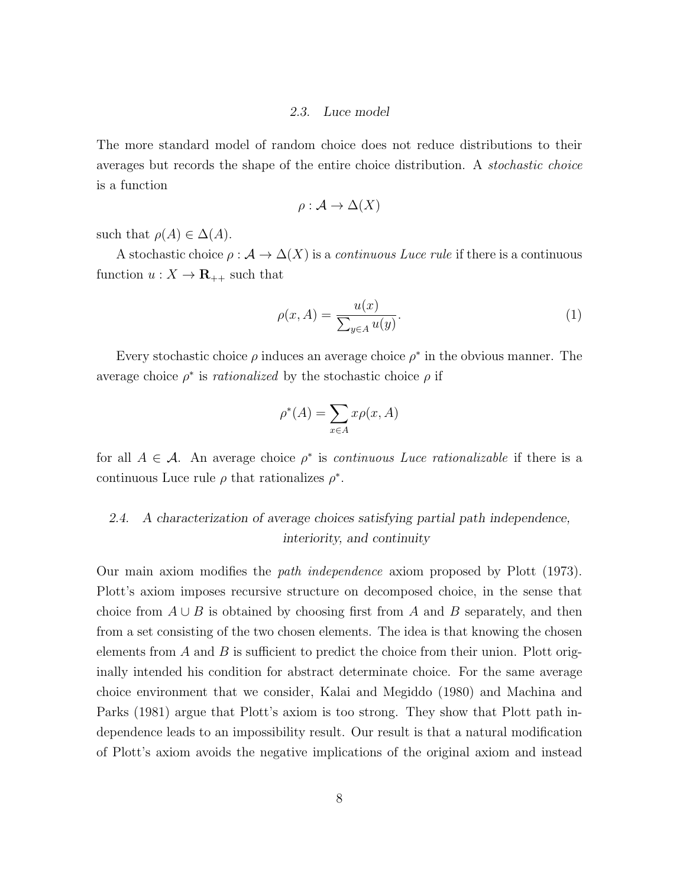### 2.3. *Luce model*

The more standard model of random choice does not reduce distributions to their averages but records the shape of the entire choice distribution. A *stochastic choice* is a function

$$\rho : \mathcal{A} \to \Delta(X)$$

such that $\rho(A) \in \Delta(A)$.

A stochastic choice $\rho : \mathcal{A} \to \Delta(X)$ is a *continuous Luce rule* if there is a continuous function $u : X \to \mathbf{R}_{++}$ such that

$$\rho(x, A) = \frac{u(x)}{\sum_{y \in A} u(y)}. \tag{1}$$

Every stochastic choice $\rho$ induces an average choice $\rho^*$ in the obvious manner. The average choice $\rho^*$ is *rationalized* by the stochastic choice $\rho$ if

$$\rho^*(A) = \sum_{x \in A} x \rho(x, A)$$

for all $A \in \mathcal{A}$. An average choice $\rho^*$ is *continuous Luce rationalizable* if there is a continuous Luce rule $\rho$ that rationalizes $\rho^*$.

### 2.4. *A characterization of average choices satisfying partial path independence, interiority, and continuity*

Our main axiom modifies the *path independence* axiom proposed by Plott (1973). Plott's axiom imposes recursive structure on decomposed choice, in the sense that choice from $A \cup B$ is obtained by choosing first from $A$ and $B$ separately, and then from a set consisting of the two chosen elements. The idea is that knowing the chosen elements from $A$ and $B$ is sufficient to predict the choice from their union. Plott originally intended his condition for abstract determinate choice. For the same average choice environment that we consider, Kalai and Megiddo (1980) and Machina and Parks (1981) argue that Plott's axiom is too strong. They show that Plott path independence leads to an impossibility result. Our result is that a natural modification of Plott's axiom avoids the negative implications of the original axiom and instead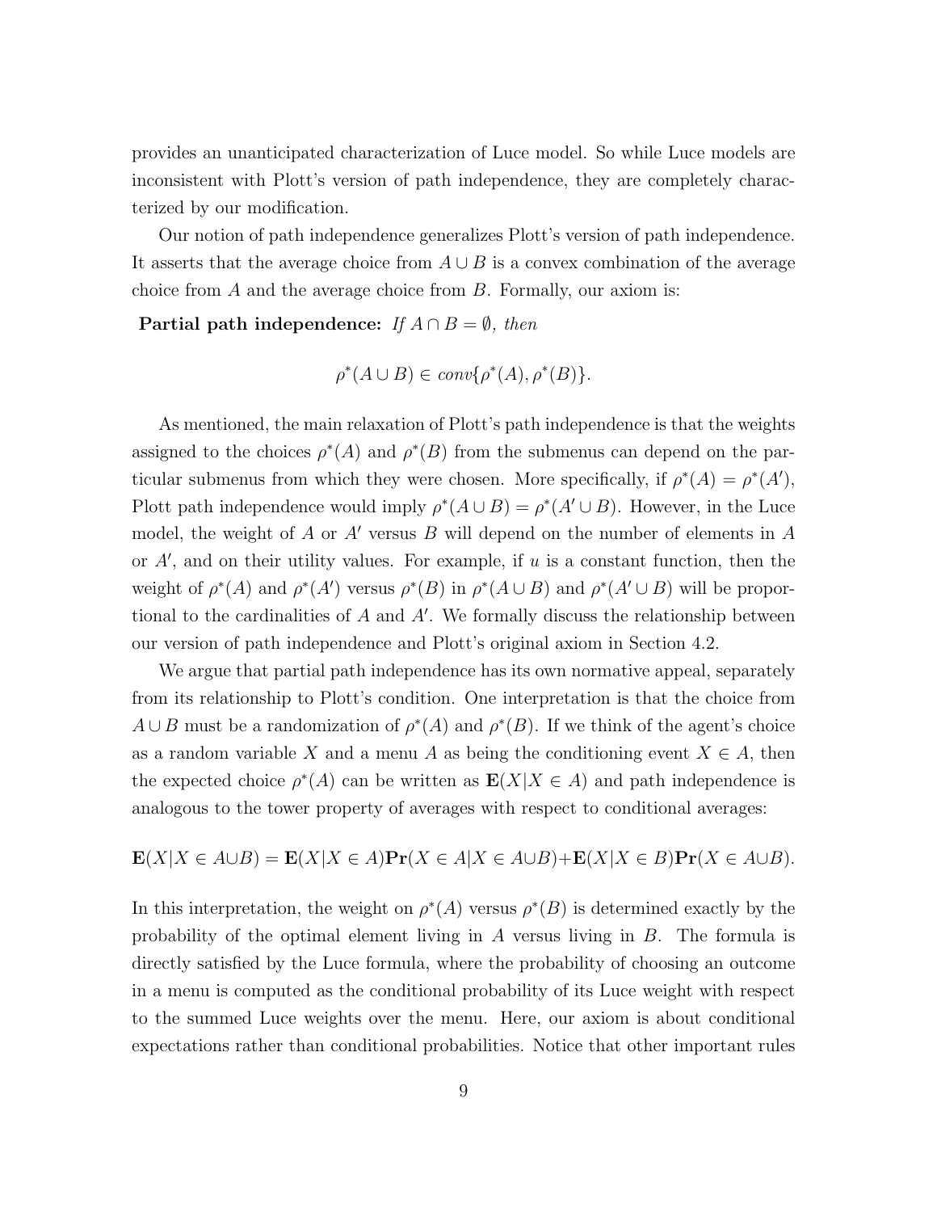provides an unanticipated characterization of Luce model. So while Luce models are inconsistent with Plott's version of path independence, they are completely characterized by our modification.

Our notion of path independence generalizes Plott's version of path independence. It asserts that the average choice from $A \cup B$ is a convex combination of the average choice from $A$ and the average choice from $B$. Formally, our axiom is:

**Partial path independence:** *If $A \cap B = \emptyset$, then*

$$\rho^*(A \cup B) \in conv\{\rho^*(A), \rho^*(B)\}.$$

As mentioned, the main relaxation of Plott's path independence is that the weights assigned to the choices $\rho^*(A)$ and $\rho^*(B)$ from the submenus can depend on the particular submenus from which they were chosen. More specifically, if $\rho^*(A) = \rho^*(A')$, Plott path independence would imply $\rho^*(A \cup B) = \rho^*(A' \cup B)$. However, in the Luce model, the weight of $A$ or $A'$ versus $B$ will depend on the number of elements in $A$ or $A'$, and on their utility values. For example, if $u$ is a constant function, then the weight of $\rho^*(A)$ and $\rho^*(A')$ versus $\rho^*(B)$ in $\rho^*(A \cup B)$ and $\rho^*(A' \cup B)$ will be proportional to the cardinalities of $A$ and $A'$. We formally discuss the relationship between our version of path independence and Plott's original axiom in Section 4.2.

We argue that partial path independence has its own normative appeal, separately from its relationship to Plott's condition. One interpretation is that the choice from $A \cup B$ must be a randomization of $\rho^*(A)$ and $\rho^*(B)$. If we think of the agent's choice as a random variable $X$ and a menu $A$ as being the conditioning event $X \in A$, then the expected choice $\rho^*(A)$ can be written as $\mathbf{E}(X|X \in A)$ and path independence is analogous to the tower property of averages with respect to conditional averages:

$$\mathbf{E}(X|X \in A \cup B) = \mathbf{E}(X|X \in A)\mathbf{Pr}(X \in A|X \in A \cup B) + \mathbf{E}(X|X \in B)\mathbf{Pr}(X \in A \cup B).$$

In this interpretation, the weight on $\rho^*(A)$ versus $\rho^*(B)$ is determined exactly by the probability of the optimal element living in $A$ versus living in $B$. The formula is directly satisfied by the Luce formula, where the probability of choosing an outcome in a menu is computed as the conditional probability of its Luce weight with respect to the summed Luce weights over the menu. Here, our axiom is about conditional expectations rather than conditional probabilities. Notice that other important rules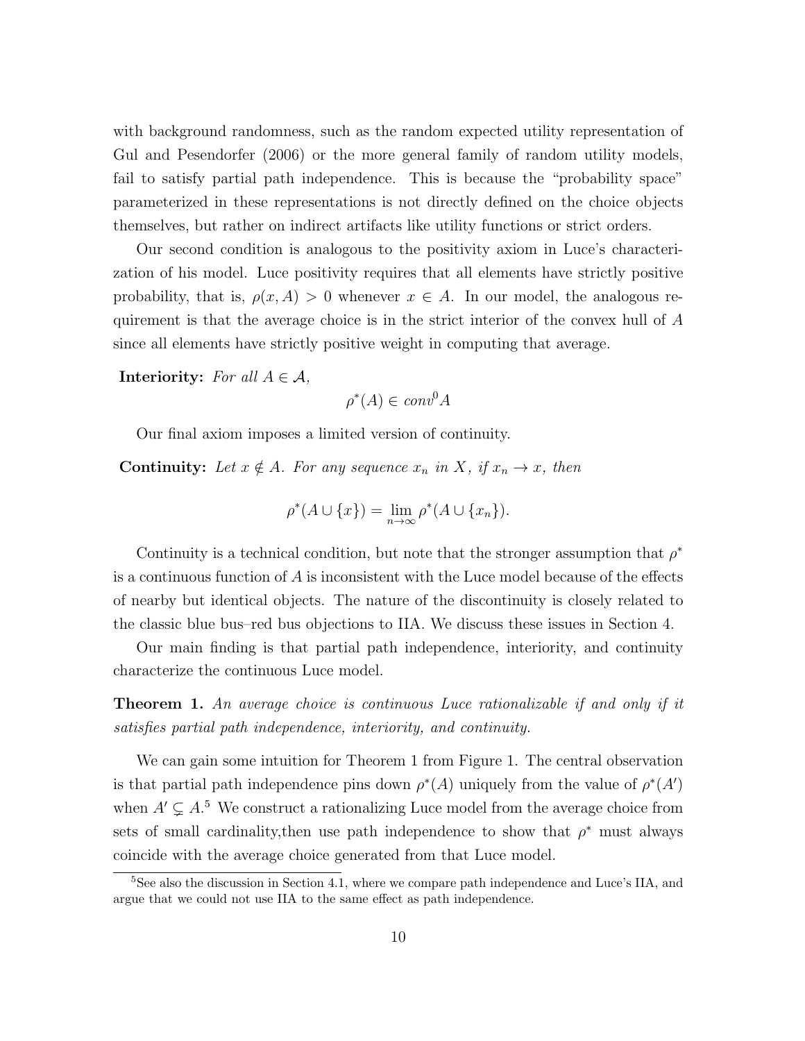with background randomness, such as the random expected utility representation of Gul and Pesendorfer (2006) or the more general family of random utility models, fail to satisfy partial path independence. This is because the "probability space" parameterized in these representations is not directly defined on the choice objects themselves, but rather on indirect artifacts like utility functions or strict orders.

Our second condition is analogous to the positivity axiom in Luce's characterization of his model. Luce positivity requires that all elements have strictly positive probability, that is, $\rho(x, A) > 0$ whenever $x \in A$. In our model, the analogous requirement is that the average choice is in the strict interior of the convex hull of $A$ since all elements have strictly positive weight in computing that average.

**Interiority:** *For all* $A \in \mathcal{A}$*,*

$$\rho^*(A) \in conv^0 A$$

Our final axiom imposes a limited version of continuity.

**Continuity:** *Let* $x \notin A$*. For any sequence* $x_n$ *in* $X$*, if* $x_n \to x$*, then*

$$\rho^*(A \cup \{x\}) = \lim_{n \to \infty} \rho^*(A \cup \{x_n\}).$$

Continuity is a technical condition, but note that the stronger assumption that $\rho^*$ is a continuous function of $A$ is inconsistent with the Luce model because of the effects of nearby but identical objects. The nature of the discontinuity is closely related to the classic blue bus–red bus objections to IIA. We discuss these issues in Section 4.

Our main finding is that partial path independence, interiority, and continuity characterize the continuous Luce model.

**Theorem 1.** *An average choice is continuous Luce rationalizable if and only if it satisfies partial path independence, interiority, and continuity.*

We can gain some intuition for Theorem 1 from Figure 1. The central observation is that partial path independence pins down $\rho^*(A)$ uniquely from the value of $\rho^*(A')$ when $A' \subsetneq A$.[5] We construct a rationalizing Luce model from the average choice from sets of small cardinality,then use path independence to show that $\rho^*$ must always coincide with the average choice generated from that Luce model.

[5]See also the discussion in Section 4.1, where we compare path independence and Luce's IIA, and argue that we could not use IIA to the same effect as path independence.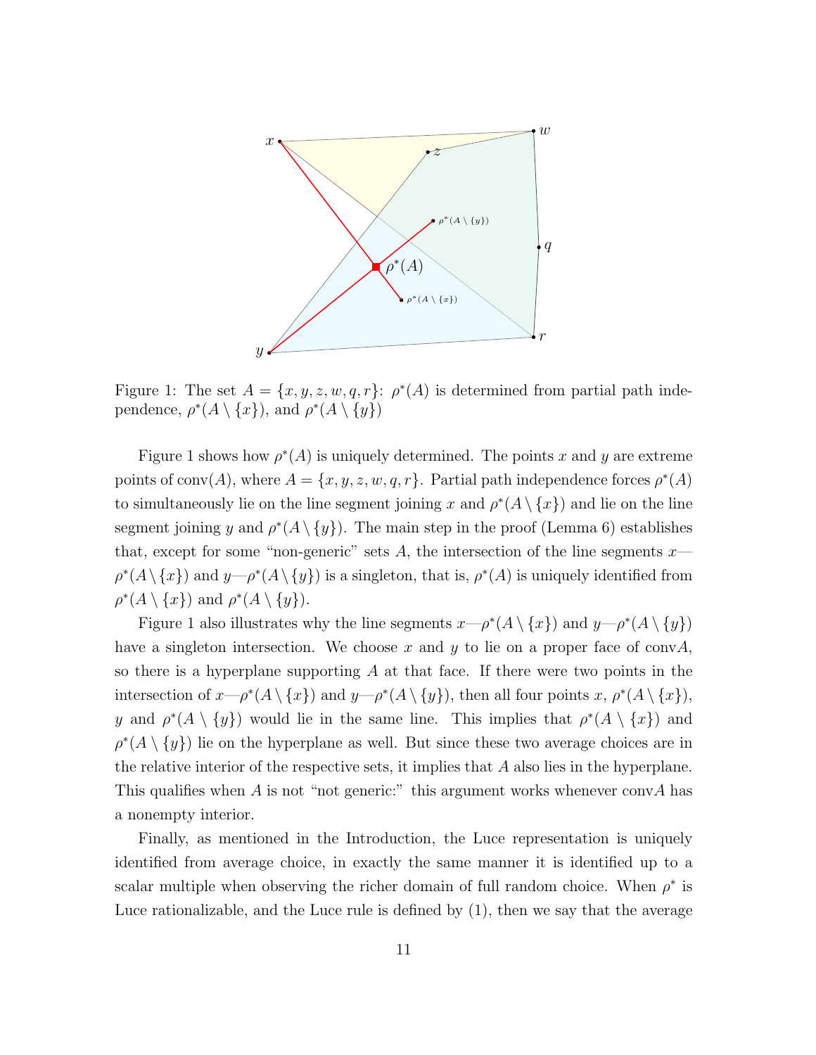Figure 1: The set $A = \{x, y, z, w, q, r\}$: $\rho^*(A)$ is determined from partial path independence, $\rho^*(A \setminus \{x\})$, and $\rho^*(A \setminus \{y\})$

Figure 1 shows how $\rho^*(A)$ is uniquely determined. The points $x$ and $y$ are extreme points of $\text{conv}(A)$, where $A = \{x, y, z, w, q, r\}$. Partial path independence forces $\rho^*(A)$ to simultaneously lie on the line segment joining $x$ and $\rho^*(A \setminus \{x\})$ and lie on the line segment joining $y$ and $\rho^*(A \setminus \{y\})$. The main step in the proof (Lemma 6) establishes that, except for some "non-generic" sets $A$, the intersection of the line segments $x$—$\rho^*(A \setminus \{x\})$ and $y$—$\rho^*(A \setminus \{y\})$ is a singleton, that is, $\rho^*(A)$ is uniquely identified from $\rho^*(A \setminus \{x\})$ and $\rho^*(A \setminus \{y\})$.

Figure 1 also illustrates why the line segments $x$—$\rho^*(A \setminus \{x\})$ and $y$—$\rho^*(A \setminus \{y\})$ have a singleton intersection. We choose $x$ and $y$ to lie on a proper face of $\text{conv}A$, so there is a hyperplane supporting $A$ at that face. If there were two points in the intersection of $x$—$\rho^*(A \setminus \{x\})$ and $y$—$\rho^*(A \setminus \{y\})$, then all four points $x$, $\rho^*(A \setminus \{x\})$, $y$ and $\rho^*(A \setminus \{y\})$ would lie in the same line. This implies that $\rho^*(A \setminus \{x\})$ and $\rho^*(A \setminus \{y\})$ lie on the hyperplane as well. But since these two average choices are in the relative interior of the respective sets, it implies that $A$ also lies in the hyperplane. This qualifies when $A$ is not "not generic:" this argument works whenever $\text{conv}A$ has a nonempty interior.

Finally, as mentioned in the Introduction, the Luce representation is uniquely identified from average choice, in exactly the same manner it is identified up to a scalar multiple when observing the richer domain of full random choice. When $\rho^*$ is Luce rationalizable, and the Luce rule is defined by (1), then we say that the average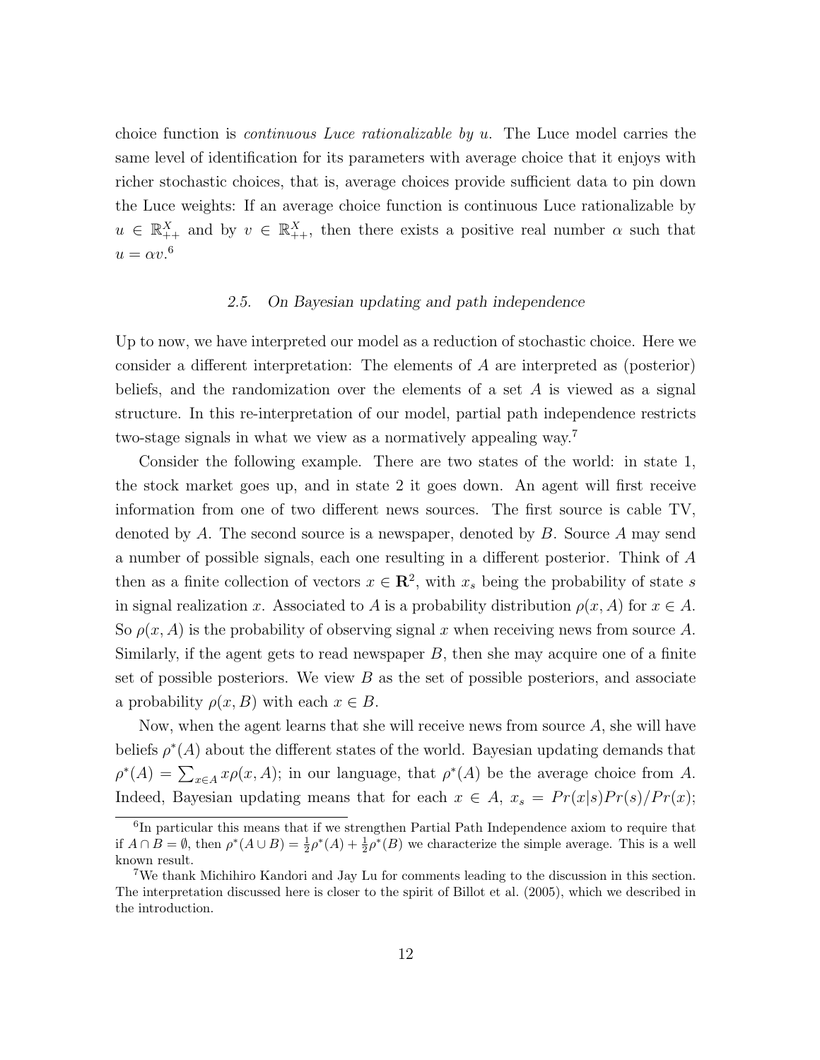choice function is *continuous Luce rationalizable by u*. The Luce model carries the same level of identification for its parameters with average choice that it enjoys with richer stochastic choices, that is, average choices provide sufficient data to pin down the Luce weights: If an average choice function is continuous Luce rationalizable by $u \in \mathbb{R}^X_{++}$ and by $v \in \mathbb{R}^X_{++}$, then there exists a positive real number $\alpha$ such that $u = \alpha v$.[6]

### 2.5. On Bayesian updating and path independence

Up to now, we have interpreted our model as a reduction of stochastic choice. Here we consider a different interpretation: The elements of $A$ are interpreted as (posterior) beliefs, and the randomization over the elements of a set $A$ is viewed as a signal structure. In this re-interpretation of our model, partial path independence restricts two-stage signals in what we view as a normatively appealing way.[7]

Consider the following example. There are two states of the world: in state 1, the stock market goes up, and in state 2 it goes down. An agent will first receive information from one of two different news sources. The first source is cable TV, denoted by $A$. The second source is a newspaper, denoted by $B$. Source $A$ may send a number of possible signals, each one resulting in a different posterior. Think of $A$ then as a finite collection of vectors $x \in \mathbf{R}^2$, with $x_s$ being the probability of state $s$ in signal realization $x$. Associated to $A$ is a probability distribution $\rho(x, A)$ for $x \in A$. So $\rho(x, A)$ is the probability of observing signal $x$ when receiving news from source $A$. Similarly, if the agent gets to read newspaper $B$, then she may acquire one of a finite set of possible posteriors. We view $B$ as the set of possible posteriors, and associate a probability $\rho(x, B)$ with each $x \in B$.

Now, when the agent learns that she will receive news from source $A$, she will have beliefs $\rho^*(A)$ about the different states of the world. Bayesian updating demands that $\rho^*(A) = \sum_{x \in A} x\rho(x, A)$; in our language, that $\rho^*(A)$ be the average choice from $A$. Indeed, Bayesian updating means that for each $x \in A$, $x_s = Pr(x|s)Pr(s)/Pr(x)$;

[6] In particular this means that if we strengthen Partial Path Independence axiom to require that if $A \cap B = \emptyset$, then $\rho^*(A \cup B) = \frac{1}{2}\rho^*(A) + \frac{1}{2}\rho^*(B)$ we characterize the simple average. This is a well known result.

[7] We thank Michihiro Kandori and Jay Lu for comments leading to the discussion in this section. The interpretation discussed here is closer to the spirit of Billot et al. (2005), which we described in the introduction.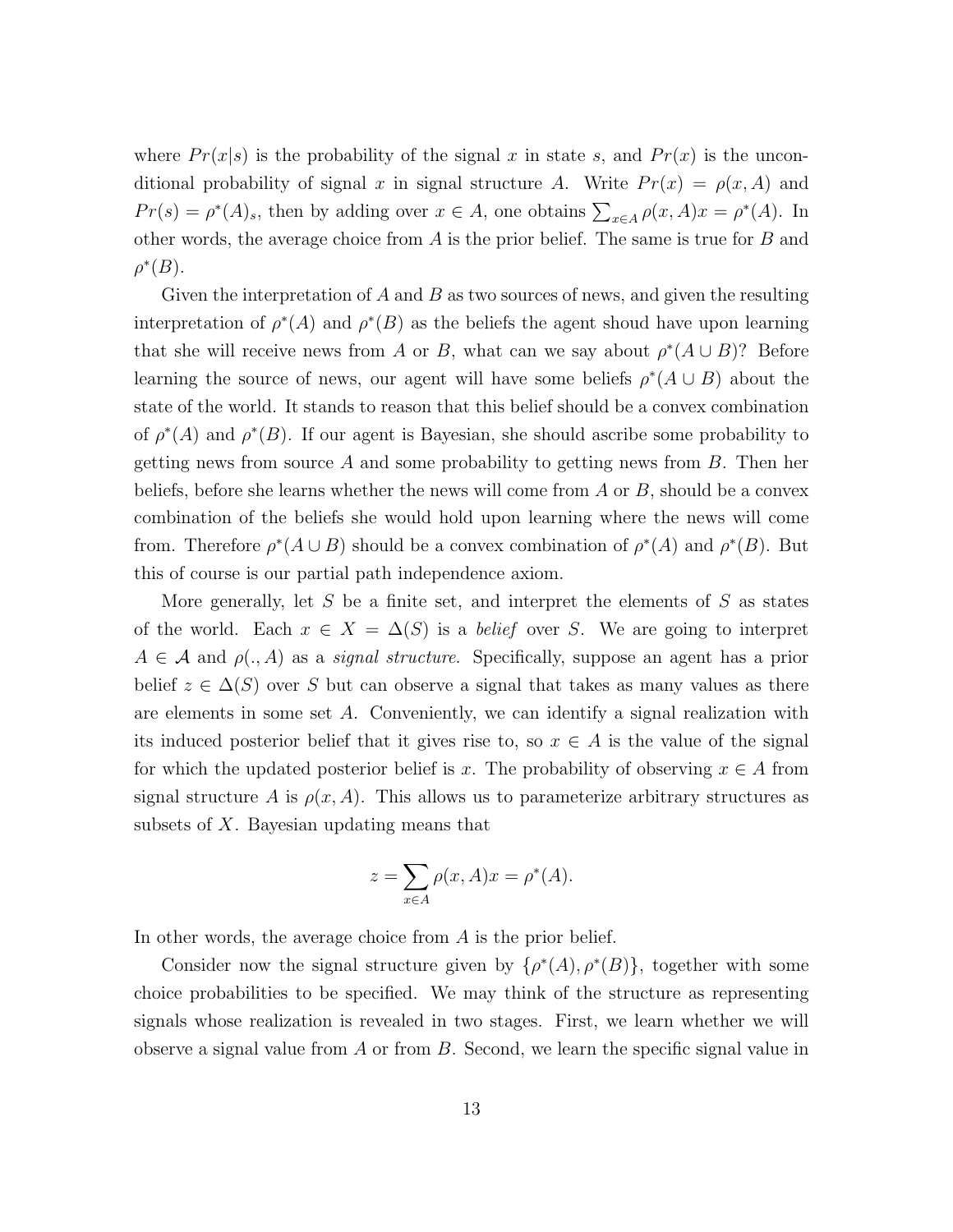where $Pr(x|s)$ is the probability of the signal $x$ in state $s$, and $Pr(x)$ is the unconditional probability of signal $x$ in signal structure $A$. Write $Pr(x) = \rho(x, A)$ and $Pr(s) = \rho^*(A)_s$, then by adding over $x \in A$, one obtains $\sum_{x \in A} \rho(x, A)x = \rho^*(A)$. In other words, the average choice from $A$ is the prior belief. The same is true for $B$ and $\rho^*(B)$.

Given the interpretation of $A$ and $B$ as two sources of news, and given the resulting interpretation of $\rho^*(A)$ and $\rho^*(B)$ as the beliefs the agent shoud have upon learning that she will receive news from $A$ or $B$, what can we say about $\rho^*(A \cup B)$? Before learning the source of news, our agent will have some beliefs $\rho^*(A \cup B)$ about the state of the world. It stands to reason that this belief should be a convex combination of $\rho^*(A)$ and $\rho^*(B)$. If our agent is Bayesian, she should ascribe some probability to getting news from source $A$ and some probability to getting news from $B$. Then her beliefs, before she learns whether the news will come from $A$ or $B$, should be a convex combination of the beliefs she would hold upon learning where the news will come from. Therefore $\rho^*(A \cup B)$ should be a convex combination of $\rho^*(A)$ and $\rho^*(B)$. But this of course is our partial path independence axiom.

More generally, let $S$ be a finite set, and interpret the elements of $S$ as states of the world. Each $x \in X = \Delta(S)$ is a *belief* over $S$. We are going to interpret $A \in \mathcal{A}$ and $\rho(., A)$ as a *signal structure.* Specifically, suppose an agent has a prior belief $z \in \Delta(S)$ over $S$ but can observe a signal that takes as many values as there are elements in some set $A$. Conveniently, we can identify a signal realization with its induced posterior belief that it gives rise to, so $x \in A$ is the value of the signal for which the updated posterior belief is $x$. The probability of observing $x \in A$ from signal structure $A$ is $\rho(x, A)$. This allows us to parameterize arbitrary structures as subsets of $X$. Bayesian updating means that

$$z = \sum_{x \in A} \rho(x, A)x = \rho^*(A).$$

In other words, the average choice from $A$ is the prior belief.

Consider now the signal structure given by $\{\rho^*(A), \rho^*(B)\}$, together with some choice probabilities to be specified. We may think of the structure as representing signals whose realization is revealed in two stages. First, we learn whether we will observe a signal value from $A$ or from $B$. Second, we learn the specific signal value in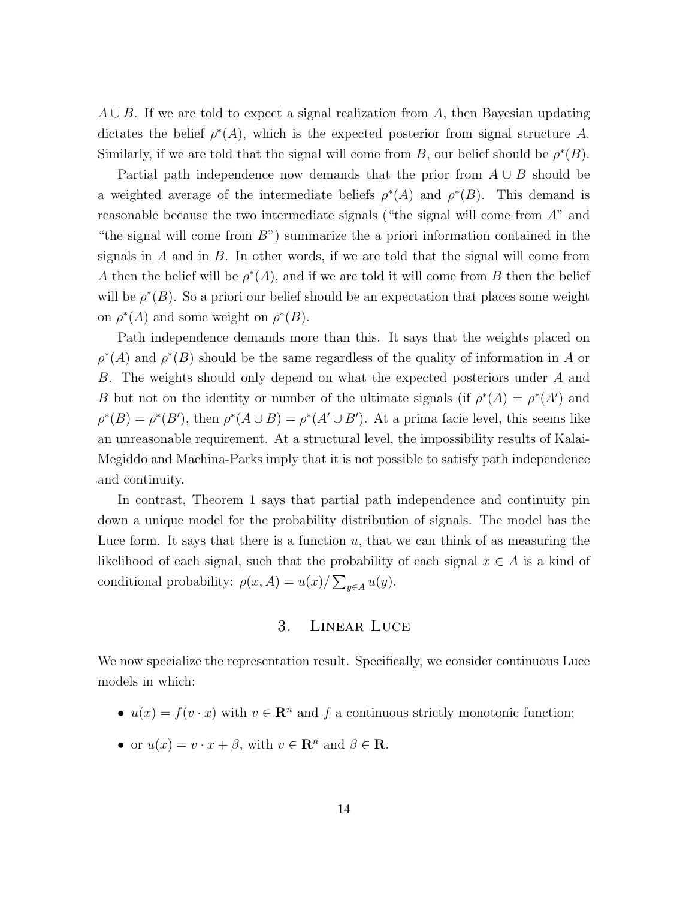$A \cup B$. If we are told to expect a signal realization from $A$, then Bayesian updating dictates the belief $\rho^*(A)$, which is the expected posterior from signal structure $A$. Similarly, if we are told that the signal will come from $B$, our belief should be $\rho^*(B)$.

Partial path independence now demands that the prior from $A \cup B$ should be a weighted average of the intermediate beliefs $\rho^*(A)$ and $\rho^*(B)$. This demand is reasonable because the two intermediate signals ("the signal will come from $A$" and "the signal will come from $B$") summarize the a priori information contained in the signals in $A$ and in $B$. In other words, if we are told that the signal will come from $A$ then the belief will be $\rho^*(A)$, and if we are told it will come from $B$ then the belief will be $\rho^*(B)$. So a priori our belief should be an expectation that places some weight on $\rho^*(A)$ and some weight on $\rho^*(B)$.

Path independence demands more than this. It says that the weights placed on $\rho^*(A)$ and $\rho^*(B)$ should be the same regardless of the quality of information in $A$ or $B$. The weights should only depend on what the expected posteriors under $A$ and $B$ but not on the identity or number of the ultimate signals (if $\rho^*(A) = \rho^*(A')$ and $\rho^*(B) = \rho^*(B')$, then $\rho^*(A \cup B) = \rho^*(A' \cup B')$. At a prima facie level, this seems like an unreasonable requirement. At a structural level, the impossibility results of Kalai-Megiddo and Machina-Parks imply that it is not possible to satisfy path independence and continuity.

In contrast, Theorem 1 says that partial path independence and continuity pin down a unique model for the probability distribution of signals. The model has the Luce form. It says that there is a function $u$, that we can think of as measuring the likelihood of each signal, such that the probability of each signal $x \in A$ is a kind of conditional probability: $\rho(x, A) = u(x)/\sum_{y \in A} u(y)$.

## 3. Linear Luce

We now specialize the representation result. Specifically, we consider continuous Luce models in which:

- $u(x) = f(v \cdot x)$ with $v \in \mathbf{R}^n$ and $f$ a continuous strictly monotonic function;
- or $u(x) = v \cdot x + \beta$, with $v \in \mathbf{R}^n$ and $\beta \in \mathbf{R}$.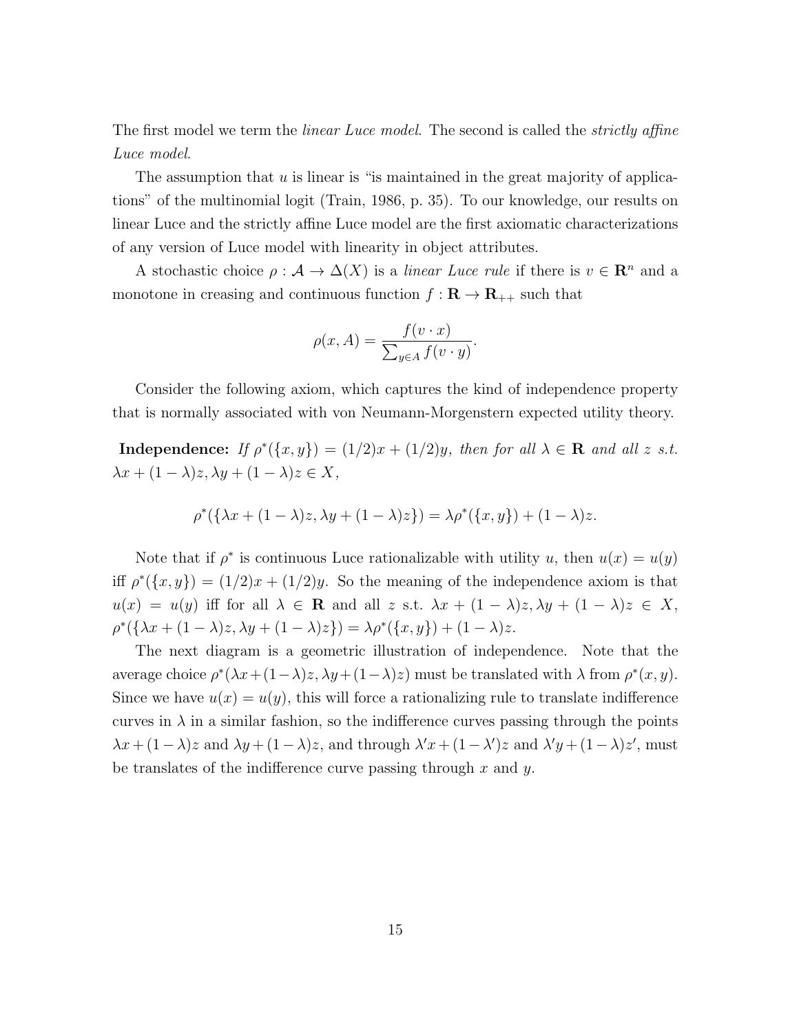The first model we term the *linear Luce model*. The second is called the *strictly affine Luce model*.

The assumption that $u$ is linear is "is maintained in the great majority of applications" of the multinomial logit (Train, 1986, p. 35). To our knowledge, our results on linear Luce and the strictly affine Luce model are the first axiomatic characterizations of any version of Luce model with linearity in object attributes.

A stochastic choice $\rho : \mathcal{A} \to \Delta(X)$ is a *linear Luce rule* if there is $v \in \mathbf{R}^n$ and a monotone in creasing and continuous function $f : \mathbf{R} \to \mathbf{R}_{++}$ such that

$$\rho(x, A) = \frac{f(v \cdot x)}{\sum_{y \in A} f(v \cdot y)}.$$

Consider the following axiom, which captures the kind of independence property that is normally associated with von Neumann-Morgenstern expected utility theory.

**Independence:** *If $\rho^*(\{x, y\}) = (1/2)x + (1/2)y$, then for all $\lambda \in \mathbf{R}$ and all $z$ s.t. $\lambda x + (1 - \lambda)z, \lambda y + (1 - \lambda)z \in X$,*

$$\rho^*(\{\lambda x + (1 - \lambda)z, \lambda y + (1 - \lambda)z\}) = \lambda \rho^*(\{x, y\}) + (1 - \lambda)z.$$

Note that if $\rho^*$ is continuous Luce rationalizable with utility $u$, then $u(x) = u(y)$ iff $\rho^*(\{x, y\}) = (1/2)x + (1/2)y$. So the meaning of the independence axiom is that $u(x) = u(y)$ iff for all $\lambda \in \mathbf{R}$ and all $z$ s.t. $\lambda x + (1 - \lambda)z, \lambda y + (1 - \lambda)z \in X$, $\rho^*(\{\lambda x + (1 - \lambda)z, \lambda y + (1 - \lambda)z\}) = \lambda \rho^*(\{x, y\}) + (1 - \lambda)z$.

The next diagram is a geometric illustration of independence. Note that the average choice $\rho^*(\lambda x + (1-\lambda)z, \lambda y + (1-\lambda)z)$ must be translated with $\lambda$ from $\rho^*(x, y)$. Since we have $u(x) = u(y)$, this will force a rationalizing rule to translate indifference curves in $\lambda$ in a similar fashion, so the indifference curves passing through the points $\lambda x + (1 - \lambda)z$ and $\lambda y + (1 - \lambda)z$, and through $\lambda' x + (1 - \lambda')z$ and $\lambda' y + (1 - \lambda)z'$, must be translates of the indifference curve passing through $x$ and $y$.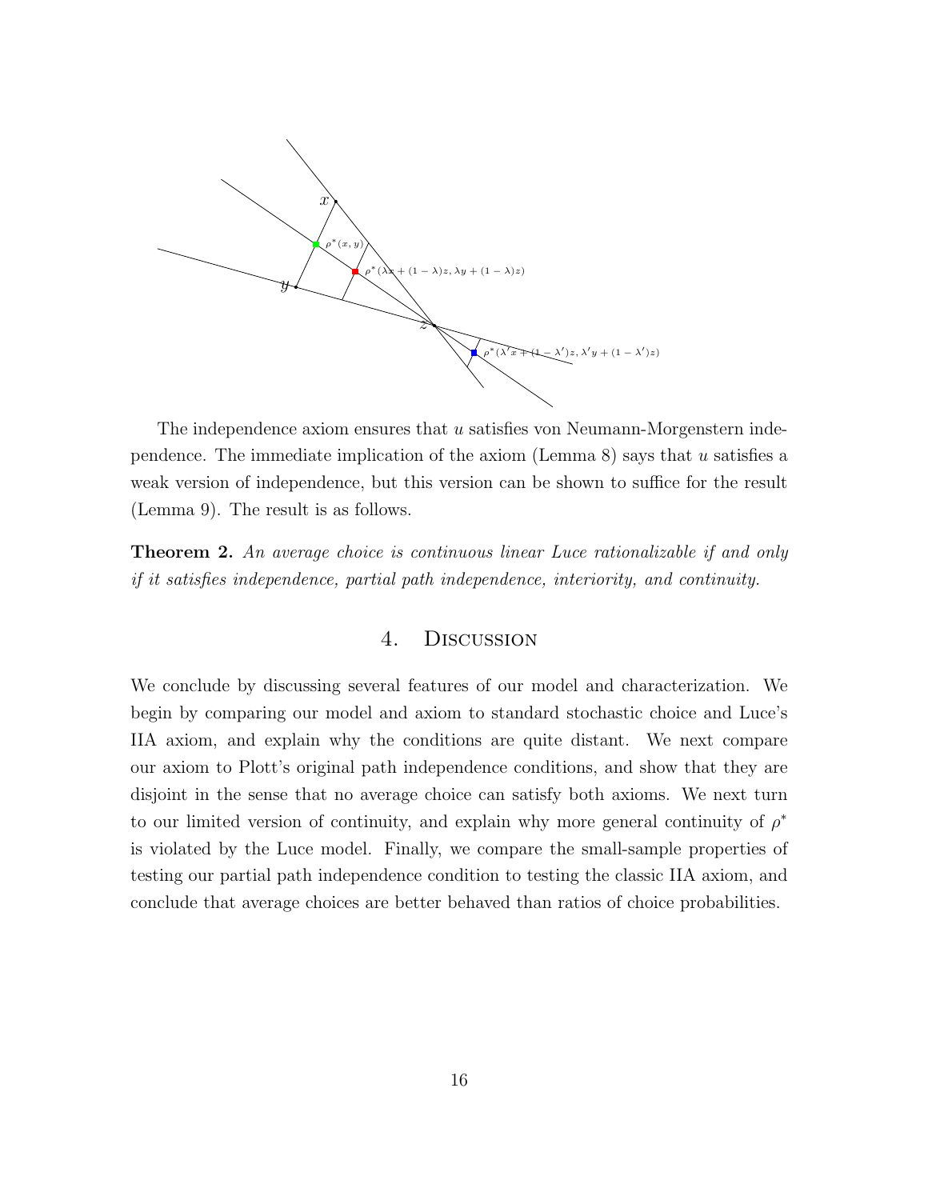The independence axiom ensures that $u$ satisfies von Neumann-Morgenstern independence. The immediate implication of the axiom (Lemma 8) says that $u$ satisfies a weak version of independence, but this version can be shown to suffice for the result (Lemma 9). The result is as follows.

**Theorem 2.** *An average choice is continuous linear Luce rationalizable if and only if it satisfies independence, partial path independence, interiority, and continuity.*

## 4. Discussion

We conclude by discussing several features of our model and characterization. We begin by comparing our model and axiom to standard stochastic choice and Luce's IIA axiom, and explain why the conditions are quite distant. We next compare our axiom to Plott's original path independence conditions, and show that they are disjoint in the sense that no average choice can satisfy both axioms. We next turn to our limited version of continuity, and explain why more general continuity of $\rho^*$ is violated by the Luce model. Finally, we compare the small-sample properties of testing our partial path independence condition to testing the classic IIA axiom, and conclude that average choices are better behaved than ratios of choice probabilities.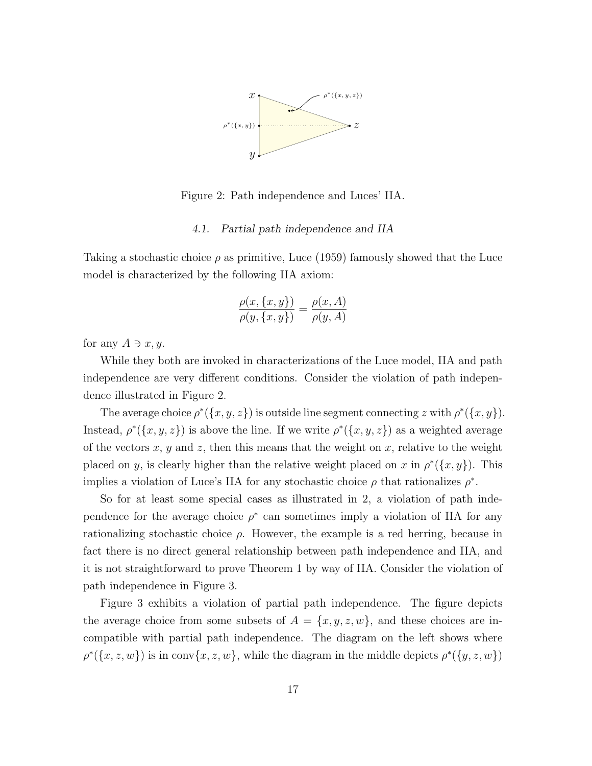Figure 2: Path independence and Luces' IIA.

### 4.1. Partial path independence and IIA

Taking a stochastic choice $\rho$ as primitive, Luce (1959) famously showed that the Luce model is characterized by the following IIA axiom:

$$\frac{\rho(x,\{x,y\})}{\rho(y,\{x,y\})} = \frac{\rho(x,A)}{\rho(y,A)}$$

for any $A \ni x, y$.

While they both are invoked in characterizations of the Luce model, IIA and path independence are very different conditions. Consider the violation of path independence illustrated in Figure 2.

The average choice $\rho^*(\{x,y,z\})$ is outside line segment connecting $z$ with $\rho^*(\{x,y\})$. Instead, $\rho^*(\{x,y,z\})$ is above the line. If we write $\rho^*(\{x,y,z\})$ as a weighted average of the vectors $x$, $y$ and $z$, then this means that the weight on $x$, relative to the weight placed on $y$, is clearly higher than the relative weight placed on $x$ in $\rho^*(\{x,y\})$. This implies a violation of Luce's IIA for any stochastic choice $\rho$ that rationalizes $\rho^*$.

So for at least some special cases as illustrated in 2, a violation of path independence for the average choice $\rho^*$ can sometimes imply a violation of IIA for any rationalizing stochastic choice $\rho$. However, the example is a red herring, because in fact there is no direct general relationship between path independence and IIA, and it is not straightforward to prove Theorem 1 by way of IIA. Consider the violation of path independence in Figure 3.

Figure 3 exhibits a violation of partial path independence. The figure depicts the average choice from some subsets of $A = \{x,y,z,w\}$, and these choices are incompatible with partial path independence. The diagram on the left shows where $\rho^*(\{x,z,w\})$ is in $\text{conv}\{x,z,w\}$, while the diagram in the middle depicts $\rho^*(\{y,z,w\})$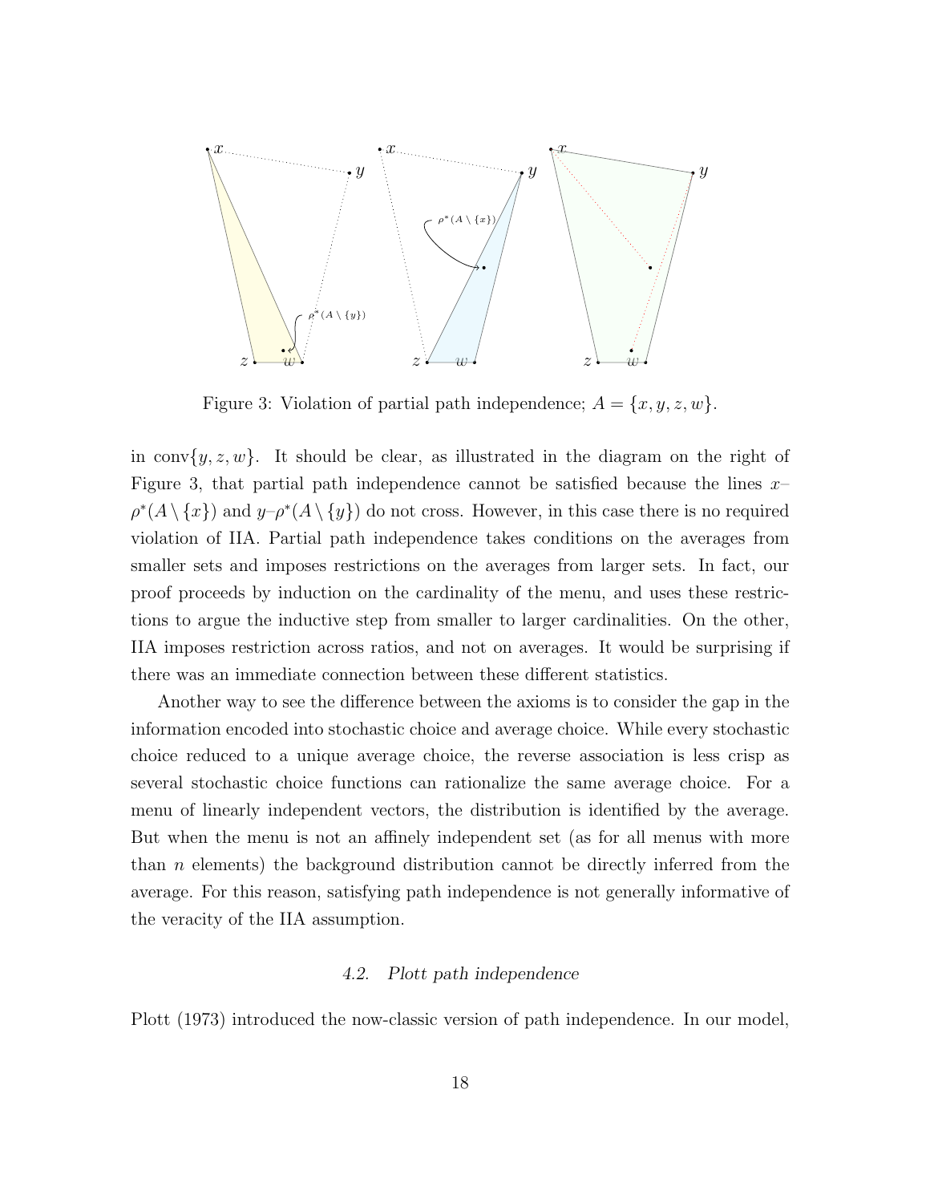Figure 3: Violation of partial path independence; $A = \{x, y, z, w\}$.

in $\text{conv}\{y, z, w\}$. It should be clear, as illustrated in the diagram on the right of Figure 3, that partial path independence cannot be satisfied because the lines $x$–$\rho^*(A \setminus \{x\})$ and $y$–$\rho^*(A \setminus \{y\})$ do not cross. However, in this case there is no required violation of IIA. Partial path independence takes conditions on the averages from smaller sets and imposes restrictions on the averages from larger sets. In fact, our proof proceeds by induction on the cardinality of the menu, and uses these restrictions to argue the inductive step from smaller to larger cardinalities. On the other, IIA imposes restriction across ratios, and not on averages. It would be surprising if there was an immediate connection between these different statistics.

Another way to see the difference between the axioms is to consider the gap in the information encoded into stochastic choice and average choice. While every stochastic choice reduced to a unique average choice, the reverse association is less crisp as several stochastic choice functions can rationalize the same average choice. For a menu of linearly independent vectors, the distribution is identified by the average. But when the menu is not an affinely independent set (as for all menus with more than $n$ elements) the background distribution cannot be directly inferred from the average. For this reason, satisfying path independence is not generally informative of the veracity of the IIA assumption.

### 4.2. *Plott path independence*

Plott (1973) introduced the now-classic version of path independence. In our model,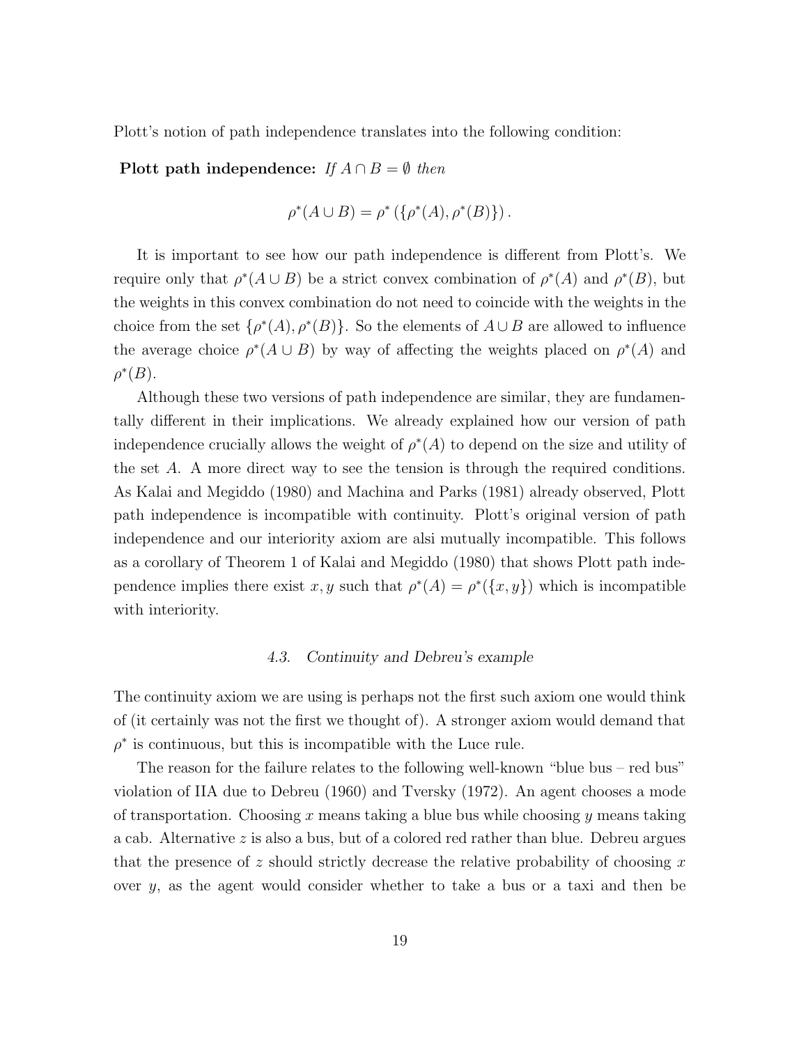Plott's notion of path independence translates into the following condition:

**Plott path independence:** *If $A \cap B = \emptyset$ then*

$$\rho^*(A \cup B) = \rho^* \left( \{\rho^*(A), \rho^*(B)\} \right).$$

It is important to see how our path independence is different from Plott's. We require only that $\rho^*(A \cup B)$ be a strict convex combination of $\rho^*(A)$ and $\rho^*(B)$, but the weights in this convex combination do not need to coincide with the weights in the choice from the set $\{\rho^*(A), \rho^*(B)\}$. So the elements of $A \cup B$ are allowed to influence the average choice $\rho^*(A \cup B)$ by way of affecting the weights placed on $\rho^*(A)$ and $\rho^*(B)$.

Although these two versions of path independence are similar, they are fundamentally different in their implications. We already explained how our version of path independence crucially allows the weight of $\rho^*(A)$ to depend on the size and utility of the set $A$. A more direct way to see the tension is through the required conditions. As Kalai and Megiddo (1980) and Machina and Parks (1981) already observed, Plott path independence is incompatible with continuity. Plott's original version of path independence and our interiority axiom are alsi mutually incompatible. This follows as a corollary of Theorem 1 of Kalai and Megiddo (1980) that shows Plott path independence implies there exist $x, y$ such that $\rho^*(A) = \rho^*(\{x, y\})$ which is incompatible with interiority.

### *4.3. Continuity and Debreu's example*

The continuity axiom we are using is perhaps not the first such axiom one would think of (it certainly was not the first we thought of). A stronger axiom would demand that $\rho^*$ is continuous, but this is incompatible with the Luce rule.

The reason for the failure relates to the following well-known "blue bus – red bus" violation of IIA due to Debreu (1960) and Tversky (1972). An agent chooses a mode of transportation. Choosing $x$ means taking a blue bus while choosing $y$ means taking a cab. Alternative $z$ is also a bus, but of a colored red rather than blue. Debreu argues that the presence of $z$ should strictly decrease the relative probability of choosing $x$ over $y$, as the agent would consider whether to take a bus or a taxi and then be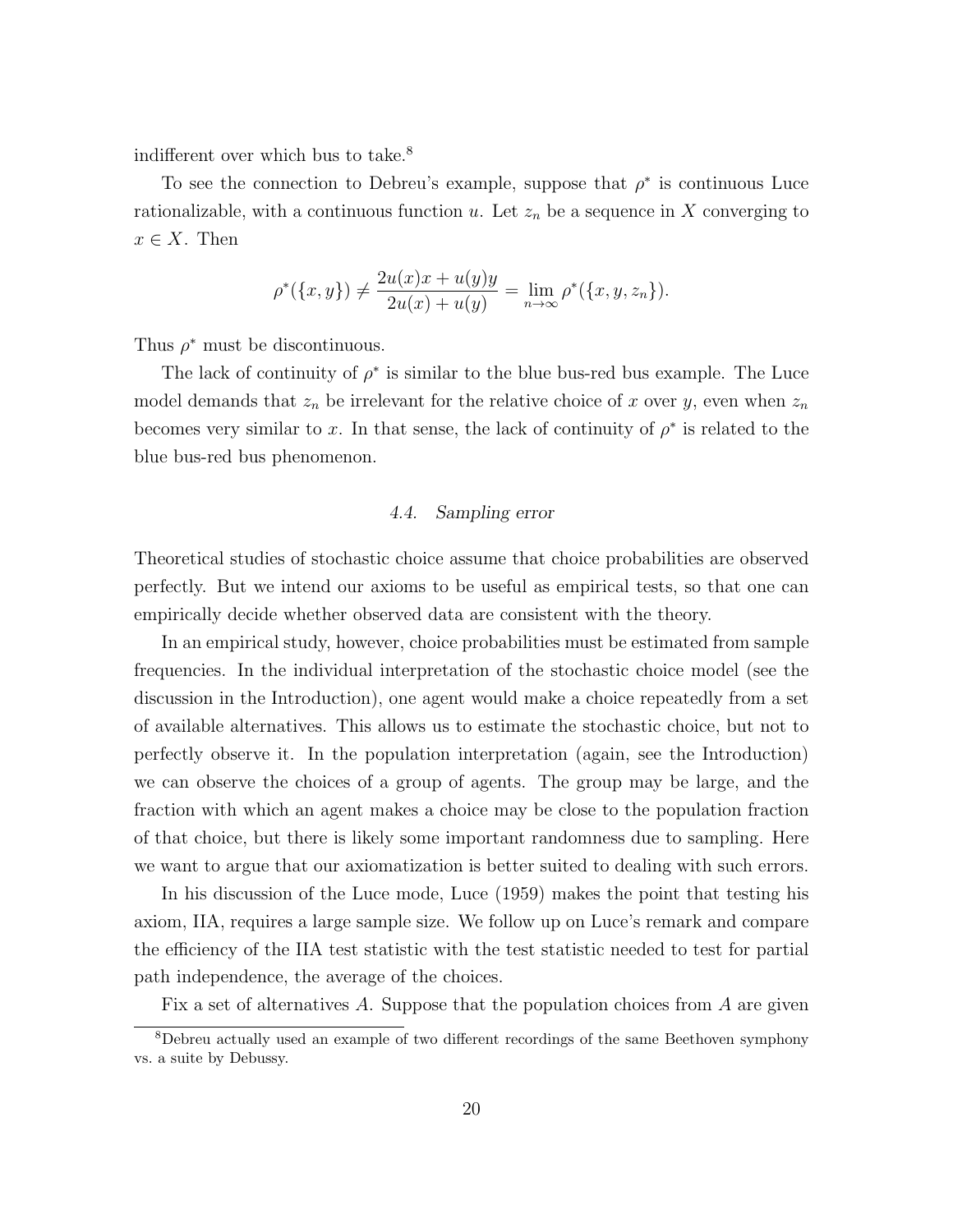indifferent over which bus to take.[8]

To see the connection to Debreu's example, suppose that $\rho^*$ is continuous Luce rationalizable, with a continuous function $u$. Let $z_n$ be a sequence in $X$ converging to $x \in X$. Then

$$\rho^*(\{x, y\}) \neq \frac{2u(x)x + u(y)y}{2u(x) + u(y)} = \lim_{n\to\infty} \rho^*(\{x, y, z_n\}).$$

Thus $\rho^*$ must be discontinuous.

The lack of continuity of $\rho^*$ is similar to the blue bus-red bus example. The Luce model demands that $z_n$ be irrelevant for the relative choice of $x$ over $y$, even when $z_n$ becomes very similar to $x$. In that sense, the lack of continuity of $\rho^*$ is related to the blue bus-red bus phenomenon.

### 4.4. *Sampling error*

Theoretical studies of stochastic choice assume that choice probabilities are observed perfectly. But we intend our axioms to be useful as empirical tests, so that one can empirically decide whether observed data are consistent with the theory.

In an empirical study, however, choice probabilities must be estimated from sample frequencies. In the individual interpretation of the stochastic choice model (see the discussion in the Introduction), one agent would make a choice repeatedly from a set of available alternatives. This allows us to estimate the stochastic choice, but not to perfectly observe it. In the population interpretation (again, see the Introduction) we can observe the choices of a group of agents. The group may be large, and the fraction with which an agent makes a choice may be close to the population fraction of that choice, but there is likely some important randomness due to sampling. Here we want to argue that our axiomatization is better suited to dealing with such errors.

In his discussion of the Luce mode, Luce (1959) makes the point that testing his axiom, IIA, requires a large sample size. We follow up on Luce's remark and compare the efficiency of the IIA test statistic with the test statistic needed to test for partial path independence, the average of the choices.

Fix a set of alternatives $A$. Suppose that the population choices from $A$ are given

[8] Debreu actually used an example of two different recordings of the same Beethoven symphony vs. a suite by Debussy.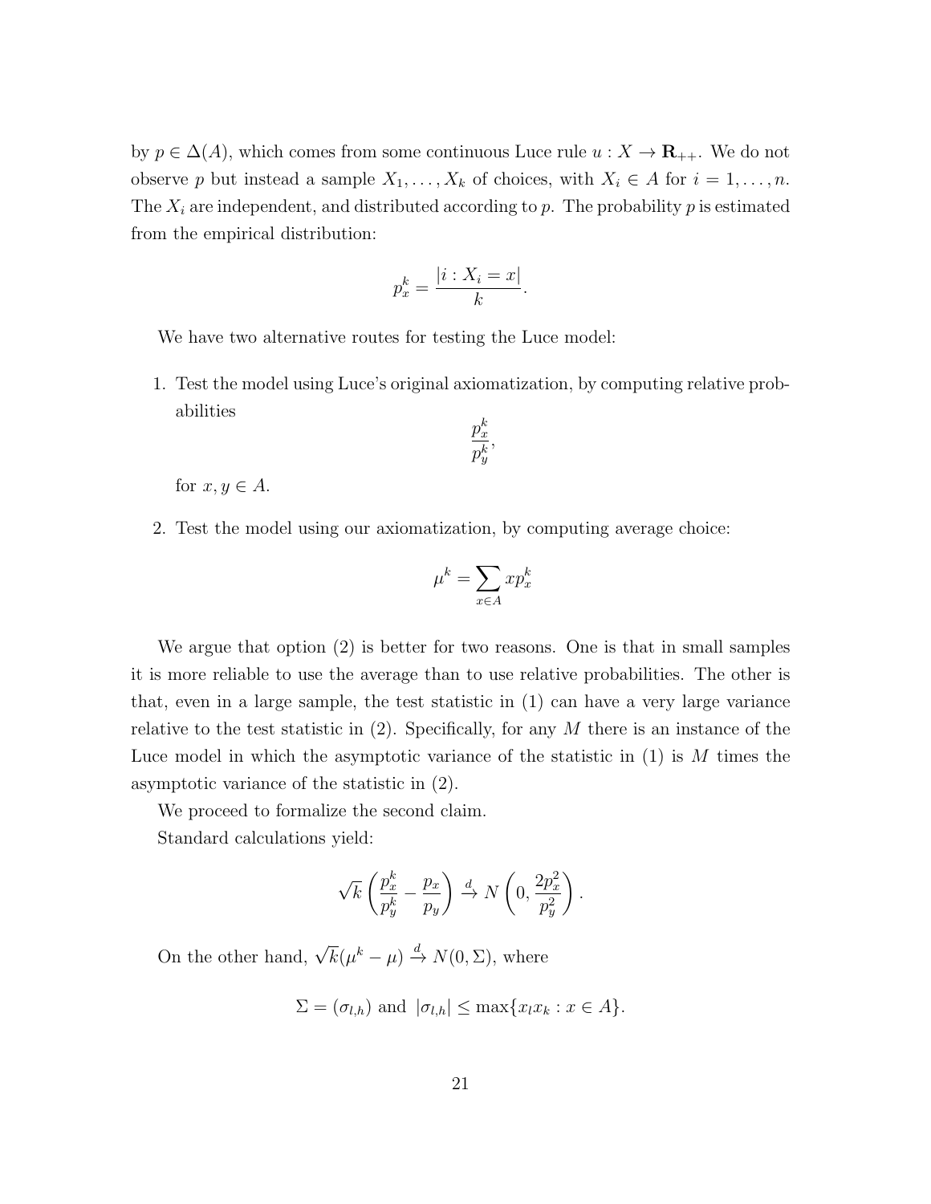by $p \in \Delta(A)$, which comes from some continuous Luce rule $u : X \to \mathbf{R}_{++}$. We do not observe $p$ but instead a sample $X_1, \dots, X_k$ of choices, with $X_i \in A$ for $i = 1, \dots, n$. The $X_i$ are independent, and distributed according to $p$. The probability $p$ is estimated from the empirical distribution:

$$p_x^k = \frac{|i : X_i = x|}{k}.$$

We have two alternative routes for testing the Luce model:

1. Test the model using Luce's original axiomatization, by computing relative probabilities
$$\frac{p_x^k}{p_y^k},$$
for $x, y \in A$.

2. Test the model using our axiomatization, by computing average choice:
$$\mu^k = \sum_{x \in A} x p_x^k$$

We argue that option (2) is better for two reasons. One is that in small samples it is more reliable to use the average than to use relative probabilities. The other is that, even in a large sample, the test statistic in (1) can have a very large variance relative to the test statistic in (2). Specifically, for any $M$ there is an instance of the Luce model in which the asymptotic variance of the statistic in (1) is $M$ times the asymptotic variance of the statistic in (2).

We proceed to formalize the second claim.

Standard calculations yield:

$$\sqrt{k}\left(\frac{p_x^k}{p_y^k} - \frac{p_x}{p_y}\right) \xrightarrow{d} N\left(0, \frac{2p_x^2}{p_y^2}\right).$$

On the other hand, $\sqrt{k}(\mu^k - \mu) \xrightarrow{d} N(0, \Sigma)$, where

$$\Sigma = (\sigma_{l,h}) \text{ and } |\sigma_{l,h}| \leq \max\{x_l x_k : x \in A\}.$$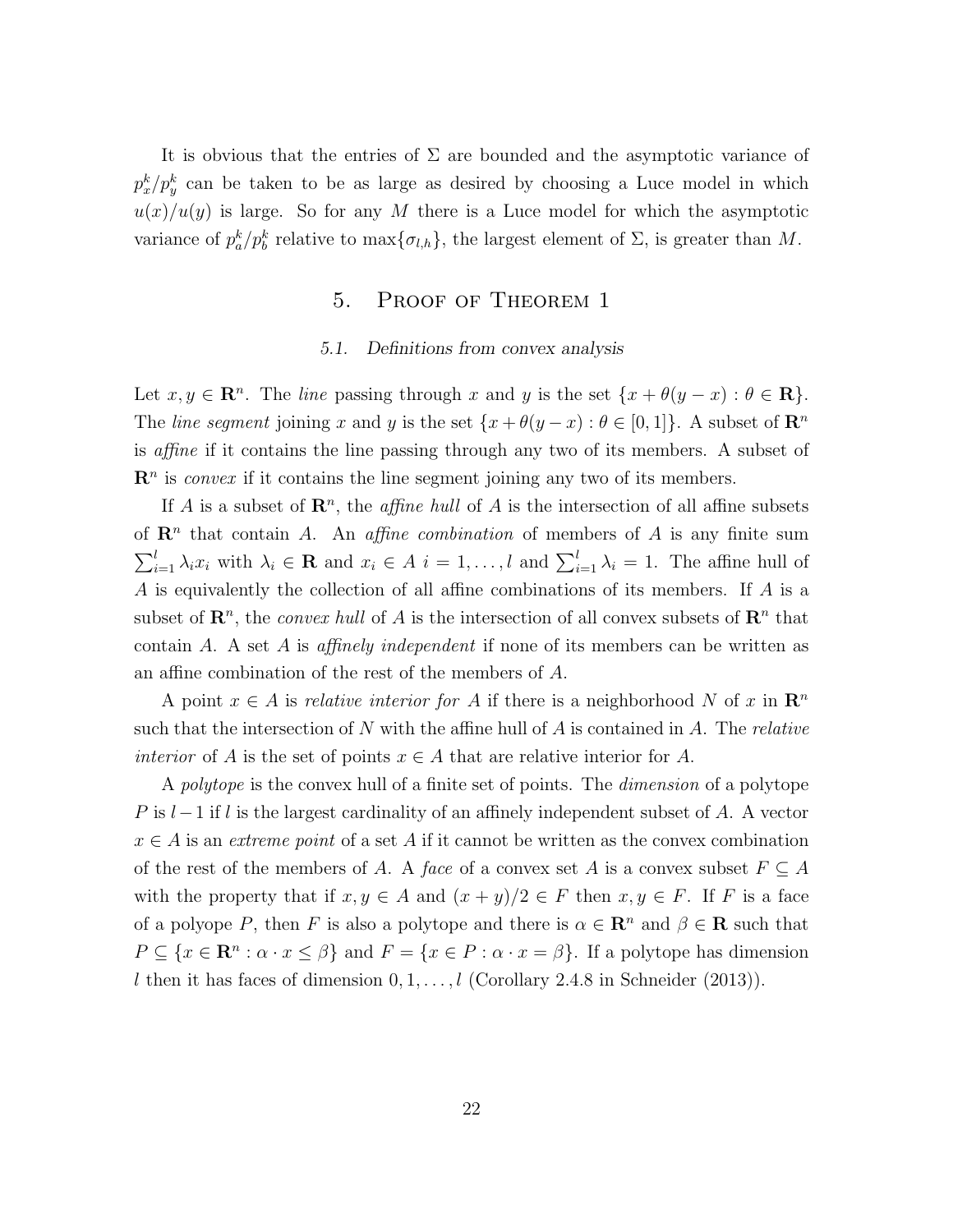It is obvious that the entries of $\Sigma$ are bounded and the asymptotic variance of $p_x^k/p_y^k$ can be taken to be as large as desired by choosing a Luce model in which $u(x)/u(y)$ is large. So for any $M$ there is a Luce model for which the asymptotic variance of $p_a^k/p_b^k$ relative to $\max\{\sigma_{l,h}\}$, the largest element of $\Sigma$, is greater than $M$.

## 5. Proof of Theorem 1

### 5.1. Definitions from convex analysis

Let $x, y \in \mathbf{R}^n$. The *line* passing through $x$ and $y$ is the set $\{x + \theta(y - x) : \theta \in \mathbf{R}\}$. The *line segment* joining $x$ and $y$ is the set $\{x + \theta(y - x) : \theta \in [0, 1]\}$. A subset of $\mathbf{R}^n$ is *affine* if it contains the line passing through any two of its members. A subset of $\mathbf{R}^n$ is *convex* if it contains the line segment joining any two of its members.

If $A$ is a subset of $\mathbf{R}^n$, the *affine hull* of $A$ is the intersection of all affine subsets of $\mathbf{R}^n$ that contain $A$. An *affine combination* of members of $A$ is any finite sum $\sum_{i=1}^{l} \lambda_i x_i$ with $\lambda_i \in \mathbf{R}$ and $x_i \in A$ $i = 1, \ldots, l$ and $\sum_{i=1}^{l} \lambda_i = 1$. The affine hull of $A$ is equivalently the collection of all affine combinations of its members. If $A$ is a subset of $\mathbf{R}^n$, the *convex hull* of $A$ is the intersection of all convex subsets of $\mathbf{R}^n$ that contain $A$. A set $A$ is *affinely independent* if none of its members can be written as an affine combination of the rest of the members of $A$.

A point $x \in A$ is *relative interior for $A$* if there is a neighborhood $N$ of $x$ in $\mathbf{R}^n$ such that the intersection of $N$ with the affine hull of $A$ is contained in $A$. The *relative interior* of $A$ is the set of points $x \in A$ that are relative interior for $A$.

A *polytope* is the convex hull of a finite set of points. The *dimension* of a polytope $P$ is $l - 1$ if $l$ is the largest cardinality of an affinely independent subset of $A$. A vector $x \in A$ is an *extreme point* of a set $A$ if it cannot be written as the convex combination of the rest of the members of $A$. A *face* of a convex set $A$ is a convex subset $F \subseteq A$ with the property that if $x, y \in A$ and $(x + y)/2 \in F$ then $x, y \in F$. If $F$ is a face of a polyope $P$, then $F$ is also a polytope and there is $\alpha \in \mathbf{R}^n$ and $\beta \in \mathbf{R}$ such that $P \subseteq \{x \in \mathbf{R}^n : \alpha \cdot x \leq \beta\}$ and $F = \{x \in P : \alpha \cdot x = \beta\}$. If a polytope has dimension $l$ then it has faces of dimension $0, 1, \ldots, l$ (Corollary 2.4.8 in Schneider (2013)).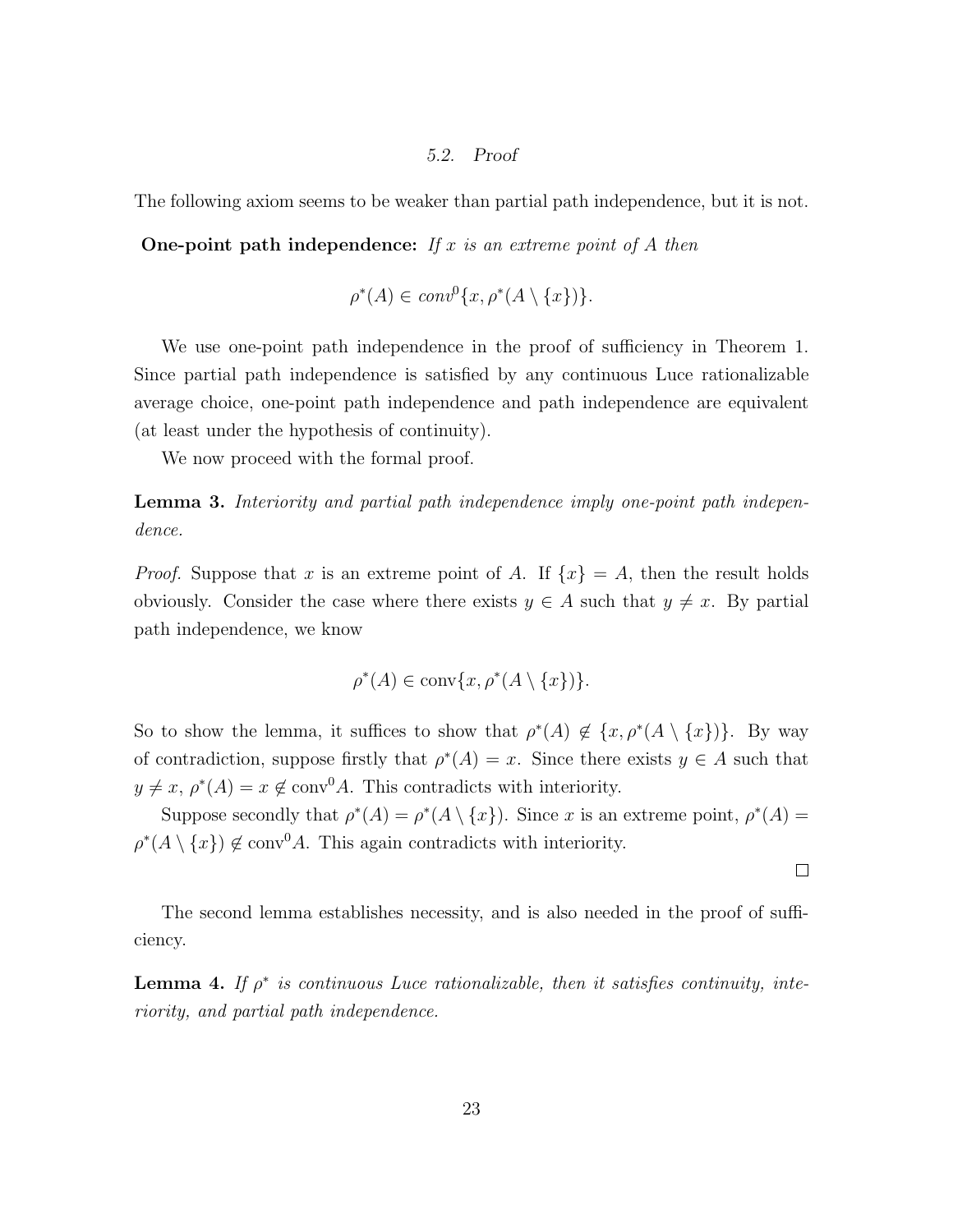### 5.2. Proof

The following axiom seems to be weaker than partial path independence, but it is not.

**One-point path independence:** *If $x$ is an extreme point of $A$ then*

$$\rho^*(A) \in conv^0\{x, \rho^*(A \setminus \{x\})\}.$$

We use one-point path independence in the proof of sufficiency in Theorem 1. Since partial path independence is satisfied by any continuous Luce rationalizable average choice, one-point path independence and path independence are equivalent (at least under the hypothesis of continuity).

We now proceed with the formal proof.

**Lemma 3.** *Interiority and partial path independence imply one-point path independence.*

*Proof.* Suppose that $x$ is an extreme point of $A$. If $\{x\} = A$, then the result holds obviously. Consider the case where there exists $y \in A$ such that $y \neq x$. By partial path independence, we know

$$\rho^*(A) \in \text{conv}\{x, \rho^*(A \setminus \{x\})\}.$$

So to show the lemma, it suffices to show that $\rho^*(A) \notin \{x, \rho^*(A \setminus \{x\})\}$. By way of contradiction, suppose firstly that $\rho^*(A) = x$. Since there exists $y \in A$ such that $y \neq x$, $\rho^*(A) = x \notin \text{conv}^0 A$. This contradicts with interiority.

Suppose secondly that $\rho^*(A) = \rho^*(A \setminus \{x\})$. Since $x$ is an extreme point, $\rho^*(A) = \rho^*(A \setminus \{x\}) \notin \text{conv}^0 A$. This again contradicts with interiority.

□

The second lemma establishes necessity, and is also needed in the proof of sufficiency.

**Lemma 4.** *If $\rho^*$ is continuous Luce rationalizable, then it satisfies continuity, interiority, and partial path independence.*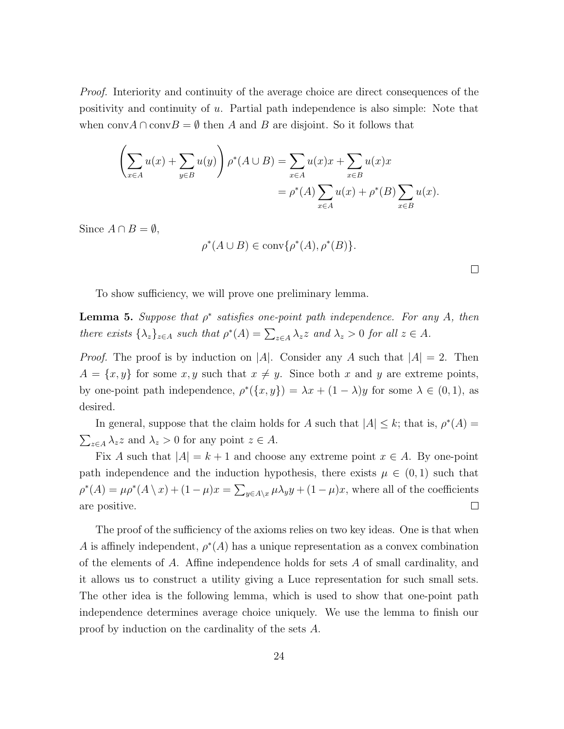*Proof.* Interiority and continuity of the average choice are direct consequences of the positivity and continuity of $u$. Partial path independence is also simple: Note that when $\text{conv}A \cap \text{conv}B = \emptyset$ then $A$ and $B$ are disjoint. So it follows that

$$\left(\sum_{x \in A} u(x) + \sum_{y \in B} u(y)\right) \rho^*(A \cup B) = \sum_{x \in A} u(x)x + \sum_{x \in B} u(x)x$$
$$= \rho^*(A) \sum_{x \in A} u(x) + \rho^*(B) \sum_{x \in B} u(x).$$

Since $A \cap B = \emptyset$,

$$\rho^*(A \cup B) \in \text{conv}\{\rho^*(A), \rho^*(B)\}.$$

□

To show sufficiency, we will prove one preliminary lemma.

**Lemma 5.** *Suppose that $\rho^*$ satisfies one-point path independence. For any $A$, then there exists $\{\lambda_z\}_{z \in A}$ such that $\rho^*(A) = \sum_{z \in A} \lambda_z z$ and $\lambda_z > 0$ for all $z \in A$.*

*Proof.* The proof is by induction on $|A|$. Consider any $A$ such that $|A| = 2$. Then $A = \{x, y\}$ for some $x, y$ such that $x \neq y$. Since both $x$ and $y$ are extreme points, by one-point path independence, $\rho^*(\{x, y\}) = \lambda x + (1 - \lambda)y$ for some $\lambda \in (0, 1)$, as desired.

In general, suppose that the claim holds for $A$ such that $|A| \leq k$; that is, $\rho^*(A) = \sum_{z \in A} \lambda_z z$ and $\lambda_z > 0$ for any point $z \in A$.

Fix $A$ such that $|A| = k + 1$ and choose any extreme point $x \in A$. By one-point path independence and the induction hypothesis, there exists $\mu \in (0, 1)$ such that $\rho^*(A) = \mu \rho^*(A \setminus x) + (1 - \mu)x = \sum_{y \in A \setminus x} \mu \lambda_y y + (1 - \mu)x$, where all of the coefficients are positive. □

The proof of the sufficiency of the axioms relies on two key ideas. One is that when $A$ is affinely independent, $\rho^*(A)$ has a unique representation as a convex combination of the elements of $A$. Affine independence holds for sets $A$ of small cardinality, and it allows us to construct a utility giving a Luce representation for such small sets. The other idea is the following lemma, which is used to show that one-point path independence determines average choice uniquely. We use the lemma to finish our proof by induction on the cardinality of the sets $A$.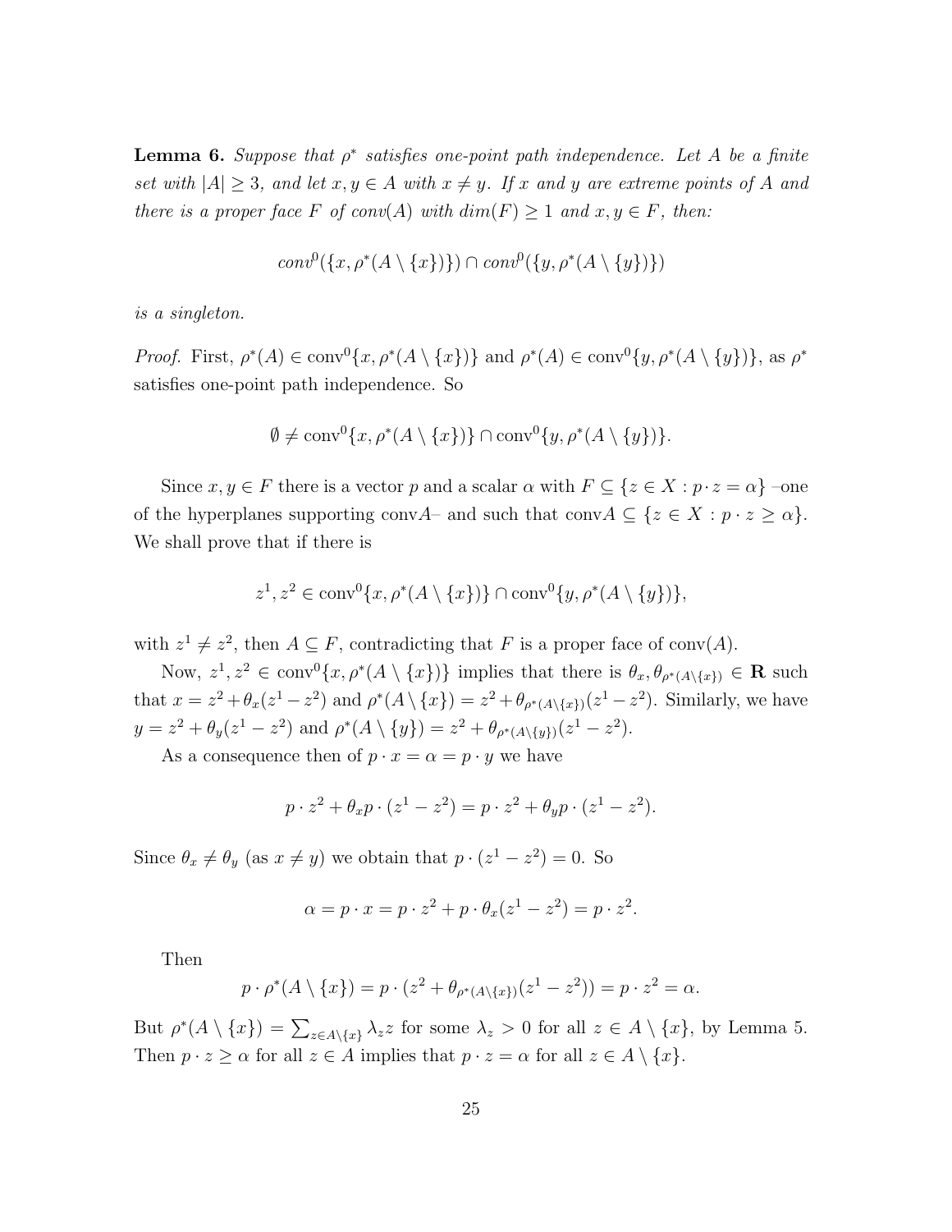**Lemma 6.** *Suppose that $\rho^*$ satisfies one-point path independence. Let $A$ be a finite set with $|A| \geq 3$, and let $x, y \in A$ with $x \neq y$. If $x$ and $y$ are extreme points of $A$ and there is a proper face $F$ of conv$(A)$ with dim$(F) \geq 1$ and $x, y \in F$, then:*

$$conv^0(\{x, \rho^*(A \setminus \{x\})\}) \cap conv^0(\{y, \rho^*(A \setminus \{y\})\})$$

*is a singleton.*

*Proof.* First, $\rho^*(A) \in \text{conv}^0\{x, \rho^*(A \setminus \{x\})\}$ and $\rho^*(A) \in \text{conv}^0\{y, \rho^*(A \setminus \{y\})\}$, as $\rho^*$ satisfies one-point path independence. So

$$\emptyset \neq \text{conv}^0\{x, \rho^*(A \setminus \{x\})\} \cap \text{conv}^0\{y, \rho^*(A \setminus \{y\})\}.$$

Since $x, y \in F$ there is a vector $p$ and a scalar $\alpha$ with $F \subseteq \{z \in X : p \cdot z = \alpha\}$ –one of the hyperplanes supporting conv$A$– and such that conv$A \subseteq \{z \in X : p \cdot z \geq \alpha\}$. We shall prove that if there is

$$z^1, z^2 \in \text{conv}^0\{x, \rho^*(A \setminus \{x\})\} \cap \text{conv}^0\{y, \rho^*(A \setminus \{y\})\},$$

with $z^1 \neq z^2$, then $A \subseteq F$, contradicting that $F$ is a proper face of conv$(A)$.

Now, $z^1, z^2 \in \text{conv}^0\{x, \rho^*(A \setminus \{x\})\}$ implies that there is $\theta_x, \theta_{\rho^*(A \setminus \{x\})} \in \mathbf{R}$ such that $x = z^2 + \theta_x(z^1 - z^2)$ and $\rho^*(A \setminus \{x\}) = z^2 + \theta_{\rho^*(A \setminus \{x\})}(z^1 - z^2)$. Similarly, we have $y = z^2 + \theta_y(z^1 - z^2)$ and $\rho^*(A \setminus \{y\}) = z^2 + \theta_{\rho^*(A \setminus \{y\})}(z^1 - z^2)$.

As a consequence then of $p \cdot x = \alpha = p \cdot y$ we have

$$p \cdot z^2 + \theta_x p \cdot (z^1 - z^2) = p \cdot z^2 + \theta_y p \cdot (z^1 - z^2).$$

Since $\theta_x \neq \theta_y$ (as $x \neq y$) we obtain that $p \cdot (z^1 - z^2) = 0$. So

$$\alpha = p \cdot x = p \cdot z^2 + p \cdot \theta_x(z^1 - z^2) = p \cdot z^2.$$

Then

$$p \cdot \rho^*(A \setminus \{x\}) = p \cdot (z^2 + \theta_{\rho^*(A \setminus \{x\})}(z^1 - z^2)) = p \cdot z^2 = \alpha.$$

But $\rho^*(A \setminus \{x\}) = \sum_{z \in A \setminus \{x\}} \lambda_z z$ for some $\lambda_z > 0$ for all $z \in A \setminus \{x\}$, by Lemma 5. Then $p \cdot z \geq \alpha$ for all $z \in A$ implies that $p \cdot z = \alpha$ for all $z \in A \setminus \{x\}$.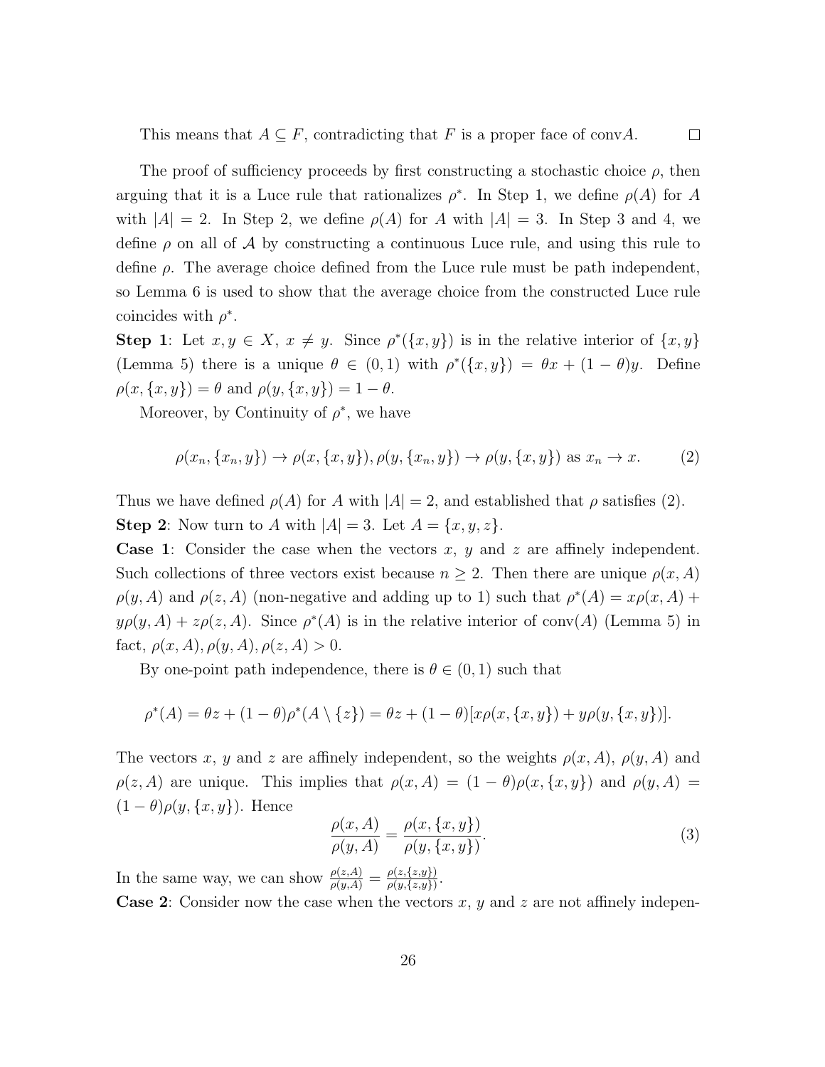This means that $A \subseteq F$, contradicting that $F$ is a proper face of conv$A$. $\square$

The proof of sufficiency proceeds by first constructing a stochastic choice $\rho$, then arguing that it is a Luce rule that rationalizes $\rho^*$. In Step 1, we define $\rho(A)$ for $A$ with $|A| = 2$. In Step 2, we define $\rho(A)$ for $A$ with $|A| = 3$. In Step 3 and 4, we define $\rho$ on all of $\mathcal{A}$ by constructing a continuous Luce rule, and using this rule to define $\rho$. The average choice defined from the Luce rule must be path independent, so Lemma 6 is used to show that the average choice from the constructed Luce rule coincides with $\rho^*$.

**Step 1**: Let $x, y \in X$, $x \neq y$. Since $\rho^*(\{x, y\})$ is in the relative interior of $\{x, y\}$ (Lemma 5) there is a unique $\theta \in (0, 1)$ with $\rho^*(\{x, y\}) = \theta x + (1 - \theta)y$. Define $\rho(x, \{x, y\}) = \theta$ and $\rho(y, \{x, y\}) = 1 - \theta$.

Moreover, by Continuity of $\rho^*$, we have

$$\rho(x_n, \{x_n, y\}) \to \rho(x, \{x, y\}), \rho(y, \{x_n, y\}) \to \rho(y, \{x, y\}) \text{ as } x_n \to x. \tag{2}$$

Thus we have defined $\rho(A)$ for $A$ with $|A| = 2$, and established that $\rho$ satisfies (2).

**Step 2**: Now turn to $A$ with $|A| = 3$. Let $A = \{x, y, z\}$.

**Case 1**: Consider the case when the vectors $x$, $y$ and $z$ are affinely independent. Such collections of three vectors exist because $n \geq 2$. Then there are unique $\rho(x, A)$ $\rho(y, A)$ and $\rho(z, A)$ (non-negative and adding up to 1) such that $\rho^*(A) = x\rho(x, A) + y\rho(y, A) + z\rho(z, A)$. Since $\rho^*(A)$ is in the relative interior of conv$(A)$ (Lemma 5) in fact, $\rho(x, A), \rho(y, A), \rho(z, A) > 0$.

By one-point path independence, there is $\theta \in (0, 1)$ such that

$$\rho^*(A) = \theta z + (1 - \theta)\rho^*(A \setminus \{z\}) = \theta z + (1 - \theta)[x\rho(x, \{x, y\}) + y\rho(y, \{x, y\})].$$

The vectors $x$, $y$ and $z$ are affinely independent, so the weights $\rho(x, A)$, $\rho(y, A)$ and $\rho(z, A)$ are unique. This implies that $\rho(x, A) = (1 - \theta)\rho(x, \{x, y\})$ and $\rho(y, A) = (1 - \theta)\rho(y, \{x, y\})$. Hence

$$\frac{\rho(x, A)}{\rho(y, A)} = \frac{\rho(x, \{x, y\})}{\rho(y, \{x, y\})}. \tag{3}$$

In the same way, we can show $\frac{\rho(z,A)}{\rho(y,A)} = \frac{\rho(z,\{z,y\})}{\rho(y,\{z,y\})}$.

**Case 2**: Consider now the case when the vectors $x$, $y$ and $z$ are not affinely indepen-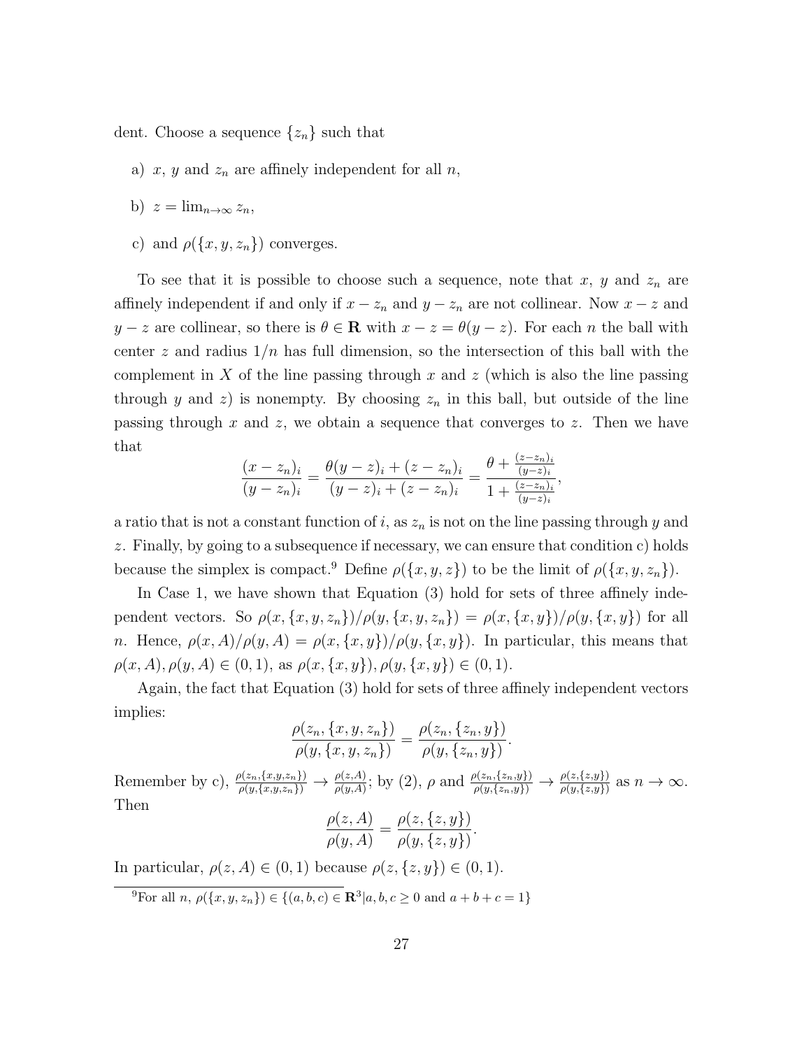dent. Choose a sequence $\{z_n\}$ such that

a) $x$, $y$ and $z_n$ are affinely independent for all $n$,

b) $z = \lim_{n\to\infty} z_n$,

c) and $\rho(\{x, y, z_n\})$ converges.

To see that it is possible to choose such a sequence, note that $x$, $y$ and $z_n$ are affinely independent if and only if $x - z_n$ and $y - z_n$ are not collinear. Now $x - z$ and $y - z$ are collinear, so there is $\theta \in \mathbf{R}$ with $x - z = \theta(y - z)$. For each $n$ the ball with center $z$ and radius $1/n$ has full dimension, so the intersection of this ball with the complement in $X$ of the line passing through $x$ and $z$ (which is also the line passing through $y$ and $z$) is nonempty. By choosing $z_n$ in this ball, but outside of the line passing through $x$ and $z$, we obtain a sequence that converges to $z$. Then we have that

$$\frac{(x - z_n)_i}{(y - z_n)_i} = \frac{\theta(y - z)_i + (z - z_n)_i}{(y - z)_i + (z - z_n)_i} = \frac{\theta + \frac{(z-z_n)_i}{(y-z)_i}}{1 + \frac{(z-z_n)_i}{(y-z)_i}},$$

a ratio that is not a constant function of $i$, as $z_n$ is not on the line passing through $y$ and $z$. Finally, by going to a subsequence if necessary, we can ensure that condition c) holds because the simplex is compact.[9] Define $\rho(\{x, y, z\})$ to be the limit of $\rho(\{x, y, z_n\})$.

In Case 1, we have shown that Equation (3) hold for sets of three affinely independent vectors. So $\rho(x, \{x, y, z_n\})/\rho(y, \{x, y, z_n\}) = \rho(x, \{x, y\})/\rho(y, \{x, y\})$ for all $n$. Hence, $\rho(x, A)/\rho(y, A) = \rho(x, \{x, y\})/\rho(y, \{x, y\})$. In particular, this means that $\rho(x, A), \rho(y, A) \in (0, 1)$, as $\rho(x, \{x, y\}), \rho(y, \{x, y\}) \in (0, 1)$.

Again, the fact that Equation (3) hold for sets of three affinely independent vectors implies:

$$\frac{\rho(z_n, \{x, y, z_n\})}{\rho(y, \{x, y, z_n\})} = \frac{\rho(z_n, \{z_n, y\})}{\rho(y, \{z_n, y\})}.$$

Remember by c), $\frac{\rho(z_n,\{x,y,z_n\})}{\rho(y,\{x,y,z_n\})} \to \frac{\rho(z,A)}{\rho(y,A)}$; by (2), $\rho$ and $\frac{\rho(z_n,\{z_n,y\})}{\rho(y,\{z_n,y\})} \to \frac{\rho(z,\{z,y\})}{\rho(y,\{z,y\})}$ as $n \to \infty$. Then

$$\frac{\rho(z, A)}{\rho(y, A)} = \frac{\rho(z, \{z, y\})}{\rho(y, \{z, y\})}.$$

In particular, $\rho(z, A) \in (0, 1)$ because $\rho(z, \{z, y\}) \in (0, 1)$.

[9] For all $n$, $\rho(\{x, y, z_n\}) \in \{(a, b, c) \in \mathbf{R}^3 | a, b, c \geq 0 \text{ and } a + b + c = 1\}$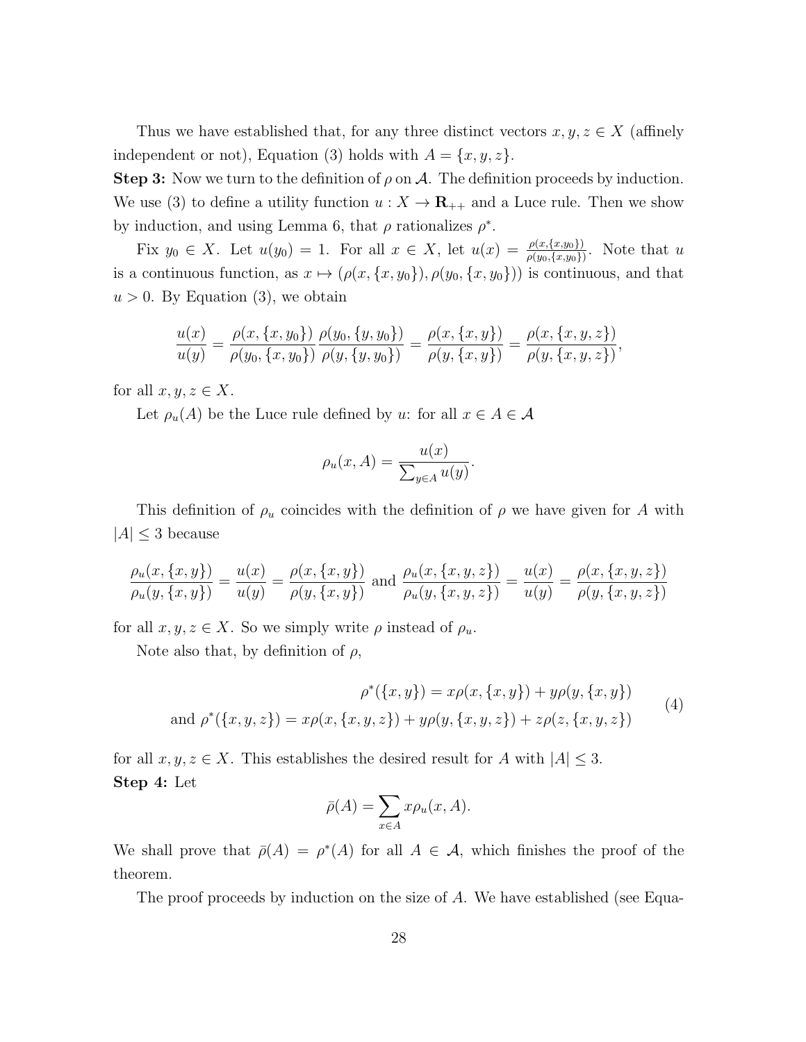Thus we have established that, for any three distinct vectors $x, y, z \in X$ (affinely independent or not), Equation (3) holds with $A = \{x, y, z\}$.

**Step 3:** Now we turn to the definition of $\rho$ on $\mathcal{A}$. The definition proceeds by induction. We use (3) to define a utility function $u : X \to \mathbf{R}_{++}$ and a Luce rule. Then we show by induction, and using Lemma 6, that $\rho$ rationalizes $\rho^*$.

Fix $y_0 \in X$. Let $u(y_0) = 1$. For all $x \in X$, let $u(x) = \frac{\rho(x,\{x,y_0\})}{\rho(y_0,\{x,y_0\})}$. Note that $u$ is a continuous function, as $x \mapsto (\rho(x, \{x, y_0\}), \rho(y_0, \{x, y_0\}))$ is continuous, and that $u > 0$. By Equation (3), we obtain

$$\frac{u(x)}{u(y)} = \frac{\rho(x,\{x,y_0\})}{\rho(y_0,\{x,y_0\})}\frac{\rho(y_0,\{y,y_0\})}{\rho(y,\{y,y_0\})} = \frac{\rho(x,\{x,y\})}{\rho(y,\{x,y\})} = \frac{\rho(x,\{x,y,z\})}{\rho(y,\{x,y,z\})},$$

for all $x, y, z \in X$.

Let $\rho_u(A)$ be the Luce rule defined by $u$: for all $x \in A \in \mathcal{A}$

$$\rho_u(x, A) = \frac{u(x)}{\sum_{y \in A} u(y)}.$$

This definition of $\rho_u$ coincides with the definition of $\rho$ we have given for $A$ with $|A| \leq 3$ because

$$\frac{\rho_u(x,\{x,y\})}{\rho_u(y,\{x,y\})} = \frac{u(x)}{u(y)} = \frac{\rho(x,\{x,y\})}{\rho(y,\{x,y\})} \text{ and } \frac{\rho_u(x,\{x,y,z\})}{\rho_u(y,\{x,y,z\})} = \frac{u(x)}{u(y)} = \frac{\rho(x,\{x,y,z\})}{\rho(y,\{x,y,z\})}$$

for all $x, y, z \in X$. So we simply write $\rho$ instead of $\rho_u$.

Note also that, by definition of $\rho$,

$$\begin{aligned} \rho^*(\{x,y\}) &= x\rho(x,\{x,y\}) + y\rho(y,\{x,y\}) \\ \text{and } \rho^*(\{x,y,z\}) &= x\rho(x,\{x,y,z\}) + y\rho(y,\{x,y,z\}) + z\rho(z,\{x,y,z\}) \end{aligned} \tag{4}$$

for all $x, y, z \in X$. This establishes the desired result for $A$ with $|A| \leq 3$.

**Step 4:** Let

$$\bar{\rho}(A) = \sum_{x \in A} x\rho_u(x, A).$$

We shall prove that $\bar{\rho}(A) = \rho^*(A)$ for all $A \in \mathcal{A}$, which finishes the proof of the theorem.

The proof proceeds by induction on the size of $A$. We have established (see Equa-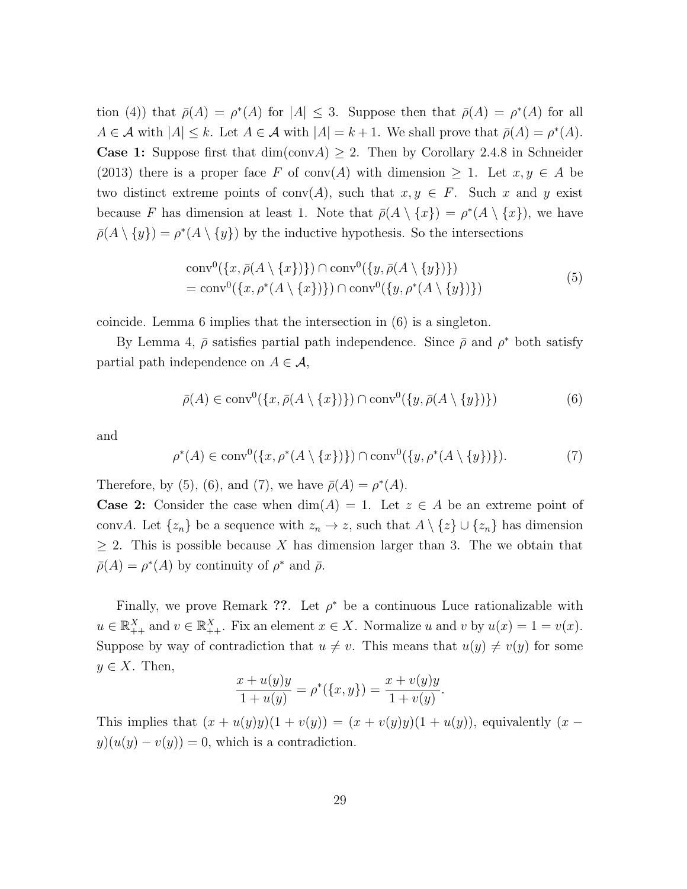tion (4)) that $\bar{\rho}(A) = \rho^*(A)$ for $|A| \leq 3$. Suppose then that $\bar{\rho}(A) = \rho^*(A)$ for all $A \in \mathcal{A}$ with $|A| \leq k$. Let $A \in \mathcal{A}$ with $|A| = k+1$. We shall prove that $\bar{\rho}(A) = \rho^*(A)$.

**Case 1:** Suppose first that $\dim(\text{conv}A) \geq 2$. Then by Corollary 2.4.8 in Schneider (2013) there is a proper face $F$ of $\text{conv}(A)$ with dimension $\geq 1$. Let $x, y \in A$ be two distinct extreme points of $\text{conv}(A)$, such that $x, y \in F$. Such $x$ and $y$ exist because $F$ has dimension at least 1. Note that $\bar{\rho}(A \setminus \{x\}) = \rho^*(A \setminus \{x\})$, we have $\bar{\rho}(A \setminus \{y\}) = \rho^*(A \setminus \{y\})$ by the inductive hypothesis. So the intersections

$$
\begin{aligned}
&\text{conv}^0(\{x, \bar{\rho}(A \setminus \{x\})\}) \cap \text{conv}^0(\{y, \bar{\rho}(A \setminus \{y\})\}) \\
&= \text{conv}^0(\{x, \rho^*(A \setminus \{x\})\}) \cap \text{conv}^0(\{y, \rho^*(A \setminus \{y\})\})
\end{aligned} \tag{5}
$$

coincide. Lemma 6 implies that the intersection in (6) is a singleton.

By Lemma 4, $\bar{\rho}$ satisfies partial path independence. Since $\bar{\rho}$ and $\rho^*$ both satisfy partial path independence on $A \in \mathcal{A}$,

$$
\bar{\rho}(A) \in \text{conv}^0(\{x, \bar{\rho}(A \setminus \{x\})\}) \cap \text{conv}^0(\{y, \bar{\rho}(A \setminus \{y\})\}) \tag{6}
$$

and

$$
\rho^*(A) \in \text{conv}^0(\{x, \rho^*(A \setminus \{x\})\}) \cap \text{conv}^0(\{y, \rho^*(A \setminus \{y\})\}). \tag{7}
$$

Therefore, by (5), (6), and (7), we have $\bar{\rho}(A) = \rho^*(A)$.

**Case 2:** Consider the case when $\dim(A) = 1$. Let $z \in A$ be an extreme point of $\text{conv}A$. Let $\{z_n\}$ be a sequence with $z_n \to z$, such that $A \setminus \{z\} \cup \{z_n\}$ has dimension $\geq 2$. This is possible because $X$ has dimension larger than 3. The we obtain that $\bar{\rho}(A) = \rho^*(A)$ by continuity of $\rho^*$ and $\bar{\rho}$.

Finally, we prove Remark **??**. Let $\rho^*$ be a continuous Luce rationalizable with $u \in \mathbb{R}^X_{++}$ and $v \in \mathbb{R}^X_{++}$. Fix an element $x \in X$. Normalize $u$ and $v$ by $u(x) = 1 = v(x)$. Suppose by way of contradiction that $u \neq v$. This means that $u(y) \neq v(y)$ for some $y \in X$. Then,

$$
\frac{x + u(y)y}{1 + u(y)} = \rho^*(\{x, y\}) = \frac{x + v(y)y}{1 + v(y)}.
$$

This implies that $(x + u(y)y)(1 + v(y)) = (x + v(y)y)(1 + u(y))$, equivalently $(x - y)(u(y) - v(y)) = 0$, which is a contradiction.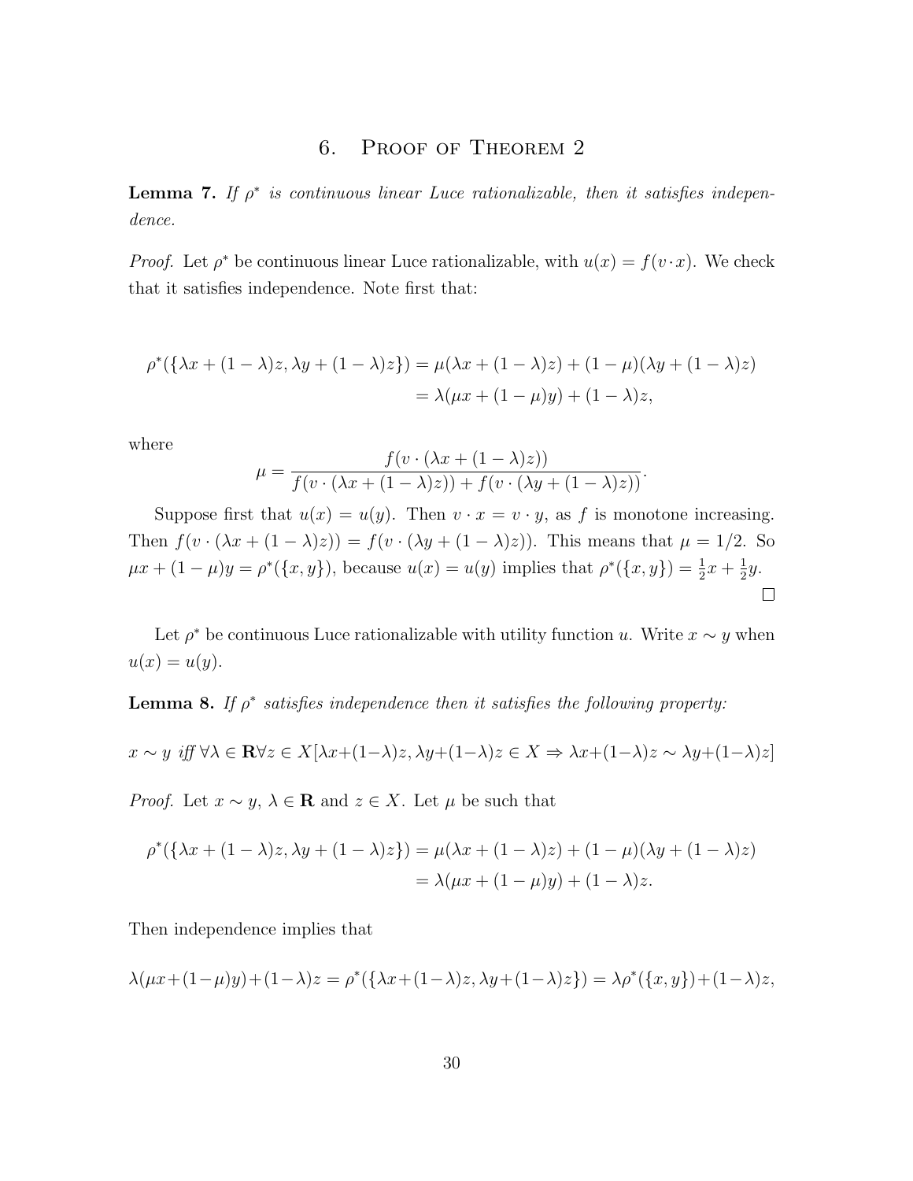## 6. Proof of Theorem 2

**Lemma 7.** *If $\rho^*$ is continuous linear Luce rationalizable, then it satisfies independence.*

*Proof.* Let $\rho^*$ be continuous linear Luce rationalizable, with $u(x) = f(v \cdot x)$. We check that it satisfies independence. Note first that:

$$
\begin{aligned}
\rho^*(\{\lambda x + (1-\lambda)z, \lambda y + (1-\lambda)z\}) &= \mu(\lambda x + (1-\lambda)z) + (1-\mu)(\lambda y + (1-\lambda)z) \\
&= \lambda(\mu x + (1-\mu)y) + (1-\lambda)z,
\end{aligned}
$$

where

$$
\mu = \frac{f(v \cdot (\lambda x + (1-\lambda)z))}{f(v \cdot (\lambda x + (1-\lambda)z)) + f(v \cdot (\lambda y + (1-\lambda)z))}.
$$

Suppose first that $u(x) = u(y)$. Then $v \cdot x = v \cdot y$, as $f$ is monotone increasing. Then $f(v \cdot (\lambda x + (1-\lambda)z)) = f(v \cdot (\lambda y + (1-\lambda)z))$. This means that $\mu = 1/2$. So $\mu x + (1-\mu)y = \rho^*(\{x, y\})$, because $u(x) = u(y)$ implies that $\rho^*(\{x, y\}) = \frac{1}{2}x + \frac{1}{2}y$. □

Let $\rho^*$ be continuous Luce rationalizable with utility function $u$. Write $x \sim y$ when $u(x) = u(y)$.

**Lemma 8.** *If $\rho^*$ satisfies independence then it satisfies the following property:*

$$
x \sim y \text{ iff } \forall \lambda \in \mathbf{R} \forall z \in X [\lambda x + (1-\lambda)z, \lambda y + (1-\lambda)z \in X \Rightarrow \lambda x + (1-\lambda)z \sim \lambda y + (1-\lambda)z]
$$

*Proof.* Let $x \sim y$, $\lambda \in \mathbf{R}$ and $z \in X$. Let $\mu$ be such that

$$
\begin{aligned}
\rho^*(\{\lambda x + (1-\lambda)z, \lambda y + (1-\lambda)z\}) &= \mu(\lambda x + (1-\lambda)z) + (1-\mu)(\lambda y + (1-\lambda)z) \\
&= \lambda(\mu x + (1-\mu)y) + (1-\lambda)z.
\end{aligned}
$$

Then independence implies that

$$
\lambda(\mu x + (1-\mu)y) + (1-\lambda)z = \rho^*(\{\lambda x + (1-\lambda)z, \lambda y + (1-\lambda)z\}) = \lambda \rho^*(\{x, y\}) + (1-\lambda)z,
$$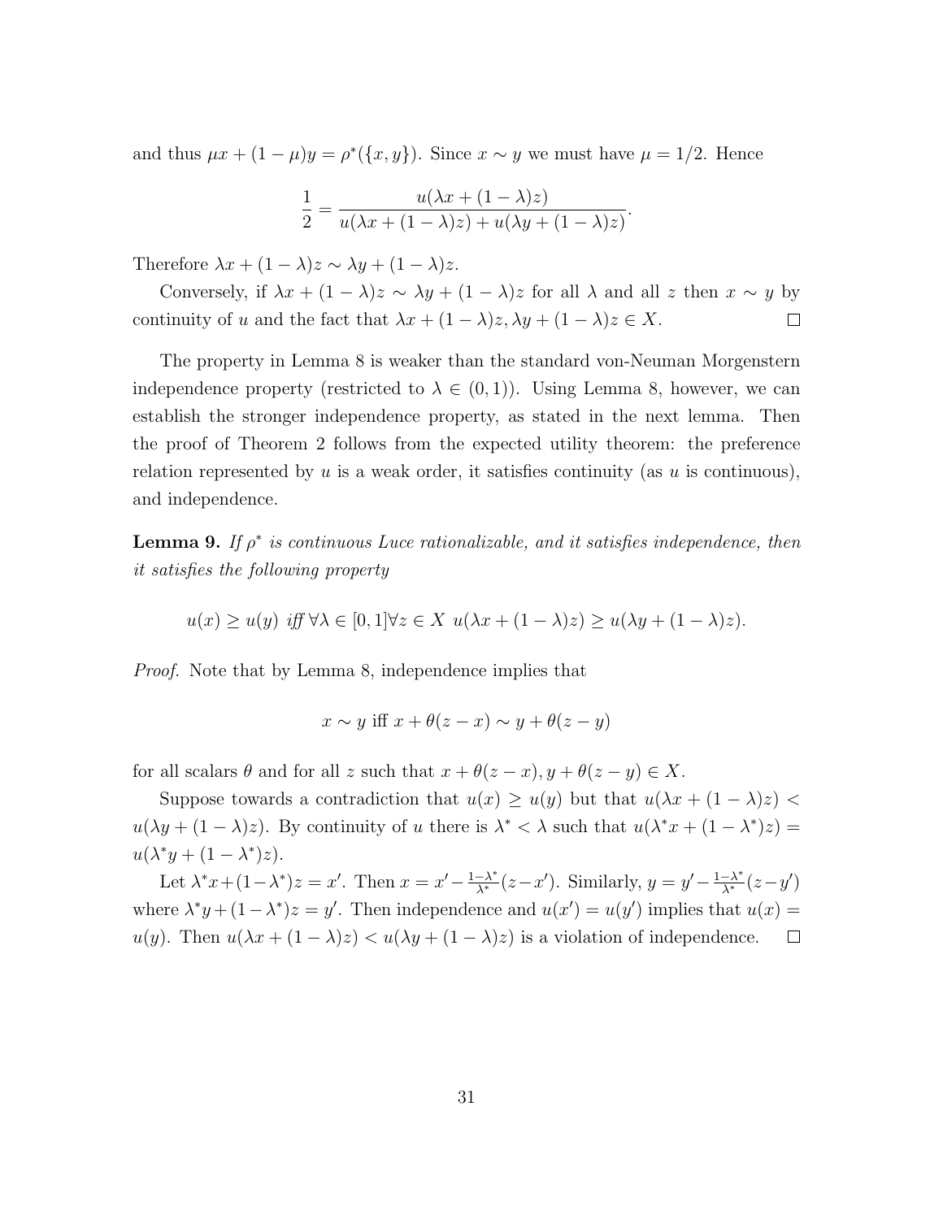and thus $\mu x + (1-\mu)y = \rho^*(\{x,y\})$. Since $x \sim y$ we must have $\mu = 1/2$. Hence

$$\frac{1}{2} = \frac{u(\lambda x + (1-\lambda)z)}{u(\lambda x + (1-\lambda)z) + u(\lambda y + (1-\lambda)z)}.$$

Therefore $\lambda x + (1-\lambda)z \sim \lambda y + (1-\lambda)z$.

Conversely, if $\lambda x + (1-\lambda)z \sim \lambda y + (1-\lambda)z$ for all $\lambda$ and all $z$ then $x \sim y$ by continuity of $u$ and the fact that $\lambda x + (1-\lambda)z, \lambda y + (1-\lambda)z \in X$. $\square$

The property in Lemma 8 is weaker than the standard von-Neuman Morgenstern independence property (restricted to $\lambda \in (0,1)$). Using Lemma 8, however, we can establish the stronger independence property, as stated in the next lemma. Then the proof of Theorem 2 follows from the expected utility theorem: the preference relation represented by $u$ is a weak order, it satisfies continuity (as $u$ is continuous), and independence.

**Lemma 9.** *If $\rho^*$ is continuous Luce rationalizable, and it satisfies independence, then it satisfies the following property*

$$u(x) \geq u(y) \text{ iff } \forall \lambda \in [0,1] \forall z \in X \ u(\lambda x + (1-\lambda)z) \geq u(\lambda y + (1-\lambda)z).$$

*Proof.* Note that by Lemma 8, independence implies that

$$x \sim y \text{ iff } x + \theta(z-x) \sim y + \theta(z-y)$$

for all scalars $\theta$ and for all $z$ such that $x + \theta(z-x), y + \theta(z-y) \in X$.

Suppose towards a contradiction that $u(x) \geq u(y)$ but that $u(\lambda x + (1-\lambda)z) < u(\lambda y + (1-\lambda)z)$. By continuity of $u$ there is $\lambda^* < \lambda$ such that $u(\lambda^* x + (1-\lambda^*)z) = u(\lambda^* y + (1-\lambda^*)z)$.

Let $\lambda^* x + (1-\lambda^*)z = x'$. Then $x = x' - \frac{1-\lambda^*}{\lambda^*}(z-x')$. Similarly, $y = y' - \frac{1-\lambda^*}{\lambda^*}(z-y')$ where $\lambda^* y + (1-\lambda^*)z = y'$. Then independence and $u(x') = u(y')$ implies that $u(x) = u(y)$. Then $u(\lambda x + (1-\lambda)z) < u(\lambda y + (1-\lambda)z)$ is a violation of independence. $\square$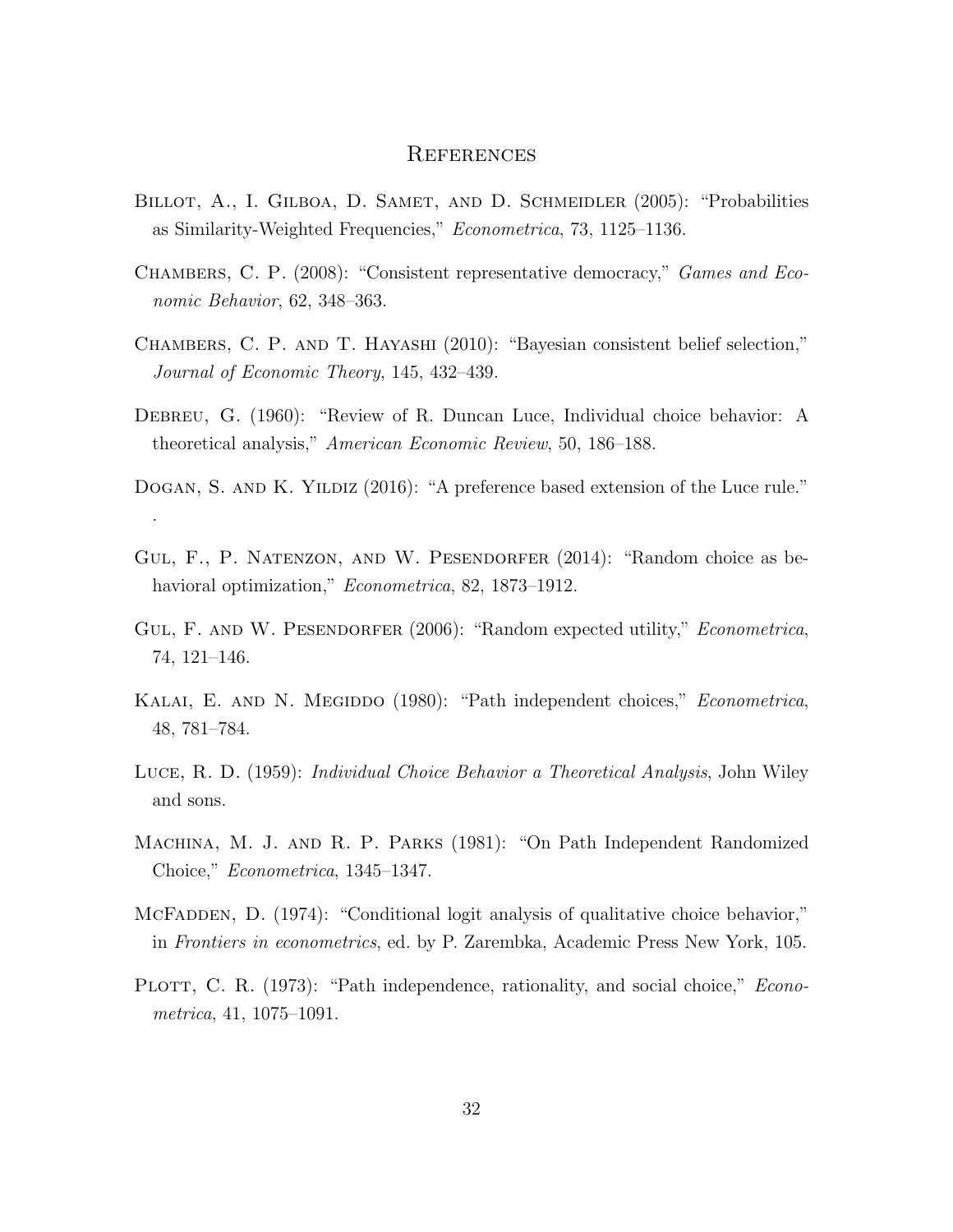# References

Billot, A., I. Gilboa, D. Samet, and D. Schmeidler (2005): "Probabilities as Similarity-Weighted Frequencies," *Econometrica*, 73, 1125–1136.

Chambers, C. P. (2008): "Consistent representative democracy," *Games and Economic Behavior*, 62, 348–363.

Chambers, C. P. and T. Hayashi (2010): "Bayesian consistent belief selection," *Journal of Economic Theory*, 145, 432–439.

Debreu, G. (1960): "Review of R. Duncan Luce, Individual choice behavior: A theoretical analysis," *American Economic Review*, 50, 186–188.

Dogan, S. and K. Yildiz (2016): "A preference based extension of the Luce rule." .

Gul, F., P. Natenzon, and W. Pesendorfer (2014): "Random choice as behavioral optimization," *Econometrica*, 82, 1873–1912.

Gul, F. and W. Pesendorfer (2006): "Random expected utility," *Econometrica*, 74, 121–146.

Kalai, E. and N. Megiddo (1980): "Path independent choices," *Econometrica*, 48, 781–784.

Luce, R. D. (1959): *Individual Choice Behavior a Theoretical Analysis*, John Wiley and sons.

Machina, M. J. and R. P. Parks (1981): "On Path Independent Randomized Choice," *Econometrica*, 1345–1347.

McFadden, D. (1974): "Conditional logit analysis of qualitative choice behavior," in *Frontiers in econometrics*, ed. by P. Zarembka, Academic Press New York, 105.

Plott, C. R. (1973): "Path independence, rationality, and social choice," *Econometrica*, 41, 1075–1091.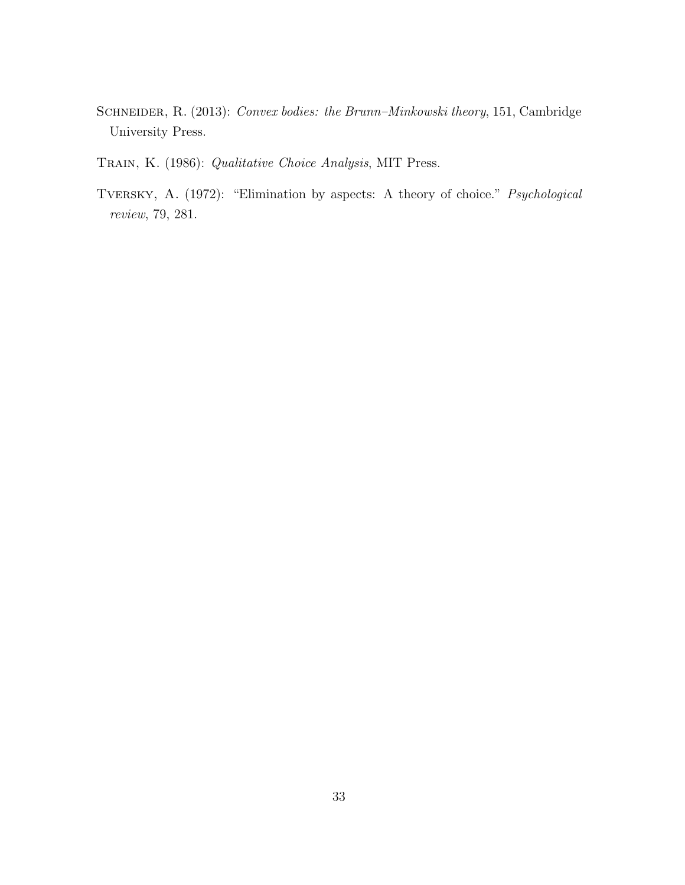Schneider, R. (2013): *Convex bodies: the Brunn–Minkowski theory*, 151, Cambridge University Press.

Train, K. (1986): *Qualitative Choice Analysis*, MIT Press.

Tversky, A. (1972): "Elimination by aspects: A theory of choice." *Psychological review*, 79, 281.